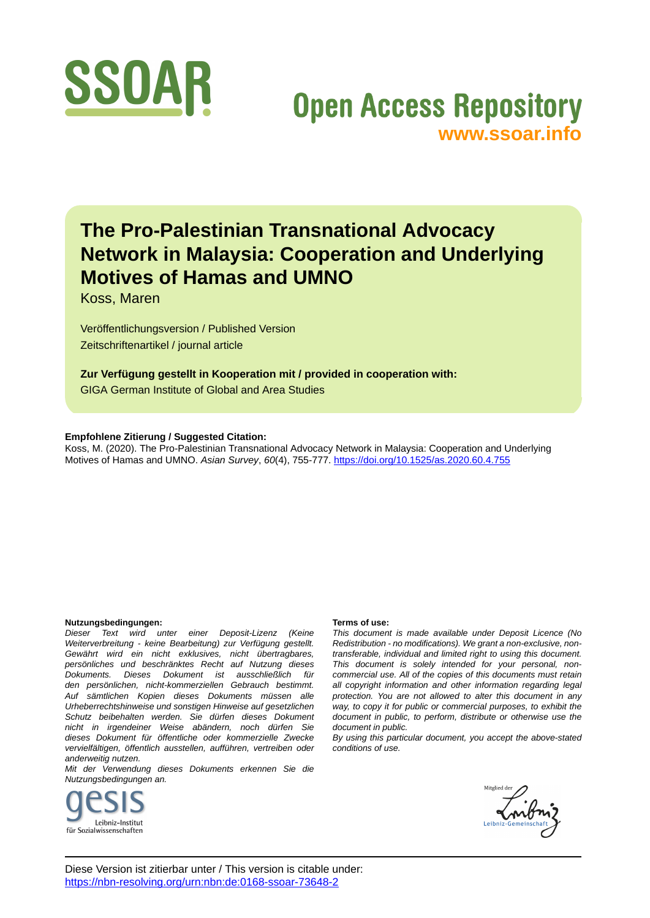SSOAR

Open Access Repository
www.ssoar.info

# The Pro-Palestinian Transnational Advocacy Network in Malaysia: Cooperation and Underlying Motives of Hamas and UMNO

Koss, Maren

Veröffentlichungsversion / Published Version
Zeitschriftenartikel / journal article

**Zur Verfügung gestellt in Kooperation mit / provided in cooperation with:**
GIGA German Institute of Global and Area Studies

**Empfohlene Zitierung / Suggested Citation:**
Koss, M. (2020). The Pro-Palestinian Transnational Advocacy Network in Malaysia: Cooperation and Underlying Motives of Hamas and UMNO. *Asian Survey*, *60*(4), 755-777. https://doi.org/10.1525/as.2020.60.4.755

**Nutzungsbedingungen:**
*Dieser Text wird unter einer Deposit-Lizenz (Keine Weiterverbreitung - keine Bearbeitung) zur Verfügung gestellt. Gewährt wird ein nicht exklusives, nicht übertragbares, persönliches und beschränktes Recht auf Nutzung dieses Dokuments. Dieses Dokument ist ausschließlich für den persönlichen, nicht-kommerziellen Gebrauch bestimmt. Auf sämtlichen Kopien dieses Dokuments müssen alle Urheberrechtshinweise und sonstigen Hinweise auf gesetzlichen Schutz beibehalten werden. Sie dürfen dieses Dokument nicht in irgendeiner Weise abändern, noch dürfen Sie dieses Dokument für öffentliche oder kommerzielle Zwecke vervielfältigen, öffentlich ausstellen, aufführen, vertreiben oder anderweitig nutzen.*
*Mit der Verwendung dieses Dokuments erkennen Sie die Nutzungsbedingungen an.*

**Terms of use:**
*This document is made available under Deposit Licence (No Redistribution - no modifications). We grant a non-exclusive, non-transferable, individual and limited right to using this document. This document is solely intended for your personal, non-commercial use. All of the copies of this documents must retain all copyright information and other information regarding legal protection. You are not allowed to alter this document in any way, to copy it for public or commercial purposes, to exhibit the document in public, to perform, distribute or otherwise use the document in public.*
*By using this particular document, you accept the above-stated conditions of use.*

gesis Leibniz-Institut für Sozialwissenschaften

Mitglied der Leibniz-Gemeinschaft

Diese Version ist zitierbar unter / This version is citable under:
https://nbn-resolving.org/urn:nbn:de:0168-ssoar-73648-2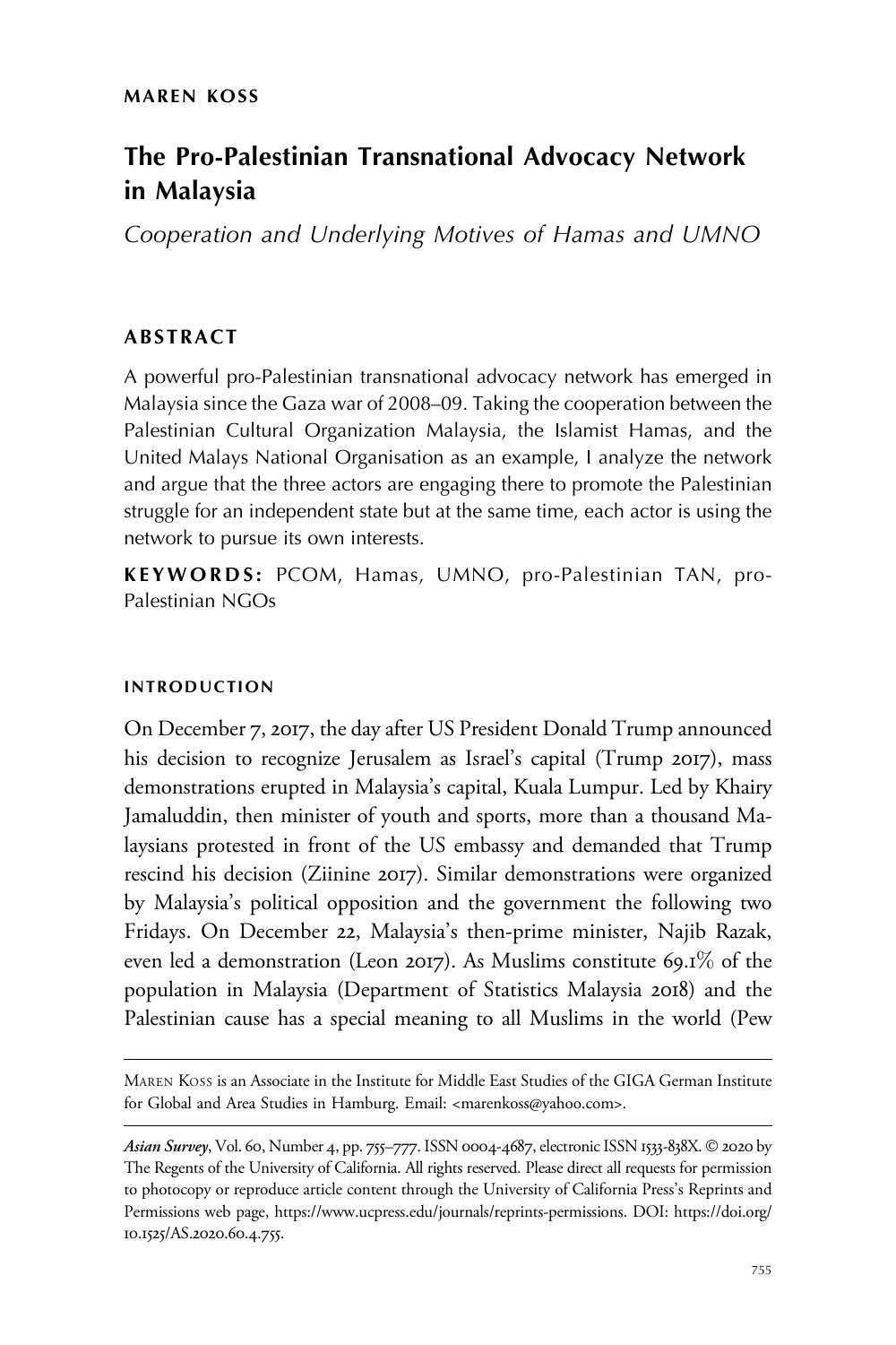MAREN KOSS

# The Pro-Palestinian Transnational Advocacy Network in Malaysia

*Cooperation and Underlying Motives of Hamas and UMNO*

## ABSTRACT

A powerful pro-Palestinian transnational advocacy network has emerged in Malaysia since the Gaza war of 2008–09. Taking the cooperation between the Palestinian Cultural Organization Malaysia, the Islamist Hamas, and the United Malays National Organisation as an example, I analyze the network and argue that the three actors are engaging there to promote the Palestinian struggle for an independent state but at the same time, each actor is using the network to pursue its own interests.

**KEYWORDS:** PCOM, Hamas, UMNO, pro-Palestinian TAN, pro-Palestinian NGOs

### INTRODUCTION

On December 7, 2017, the day after US President Donald Trump announced his decision to recognize Jerusalem as Israel's capital (Trump 2017), mass demonstrations erupted in Malaysia's capital, Kuala Lumpur. Led by Khairy Jamaluddin, then minister of youth and sports, more than a thousand Malaysians protested in front of the US embassy and demanded that Trump rescind his decision (Ziinine 2017). Similar demonstrations were organized by Malaysia's political opposition and the government the following two Fridays. On December 22, Malaysia's then-prime minister, Najib Razak, even led a demonstration (Leon 2017). As Muslims constitute 69.1% of the population in Malaysia (Department of Statistics Malaysia 2018) and the Palestinian cause has a special meaning to all Muslims in the world (Pew

---

MAREN KOSS is an Associate in the Institute for Middle East Studies of the GIGA German Institute for Global and Area Studies in Hamburg. Email: <marenkoss@yahoo.com>.

*Asian Survey*, Vol. 60, Number 4, pp. 755–777. ISSN 0004-4687, electronic ISSN 1533-838X. © 2020 by The Regents of the University of California. All rights reserved. Please direct all requests for permission to photocopy or reproduce article content through the University of California Press's Reprints and Permissions web page, https://www.ucpress.edu/journals/reprints-permissions. DOI: https://doi.org/10.1525/AS.2020.60.4.755.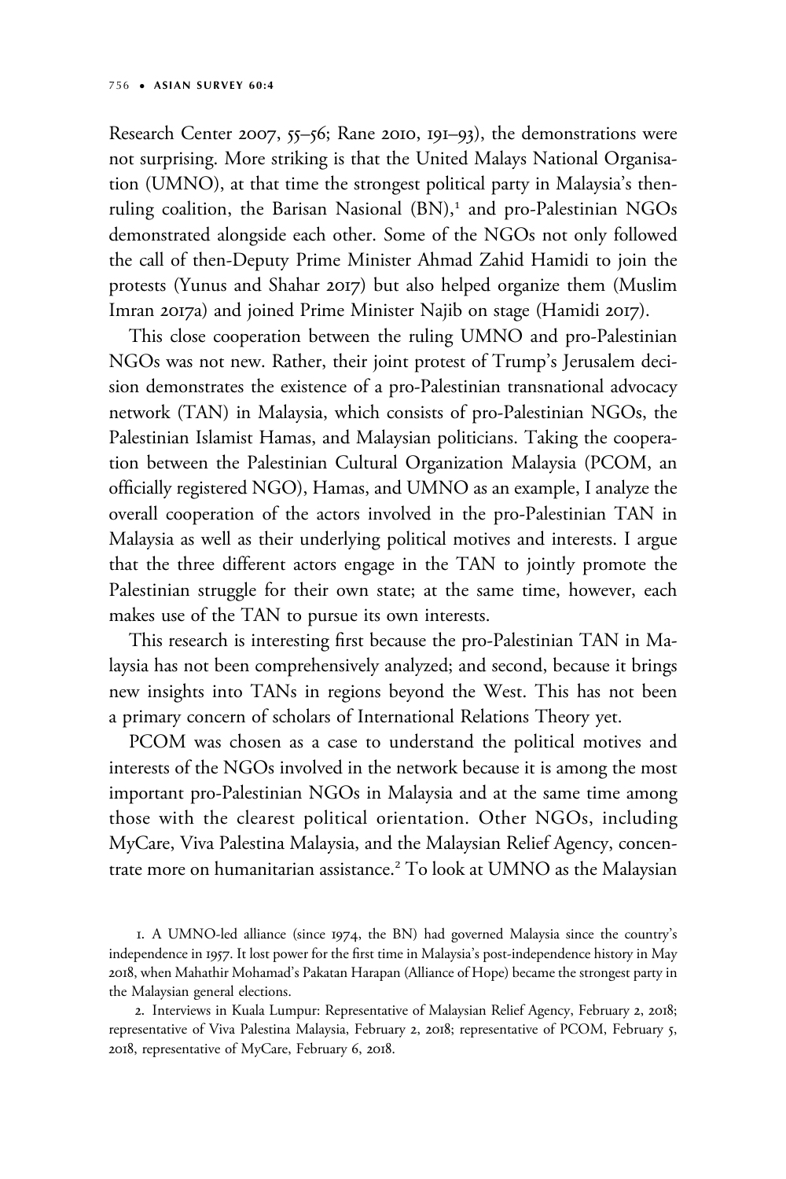Research Center 2007, 55–56; Rane 2010, 191–93), the demonstrations were not surprising. More striking is that the United Malays National Organisation (UMNO), at that time the strongest political party in Malaysia's then-ruling coalition, the Barisan Nasional (BN),[1] and pro-Palestinian NGOs demonstrated alongside each other. Some of the NGOs not only followed the call of then-Deputy Prime Minister Ahmad Zahid Hamidi to join the protests (Yunus and Shahar 2017) but also helped organize them (Muslim Imran 2017a) and joined Prime Minister Najib on stage (Hamidi 2017).

This close cooperation between the ruling UMNO and pro-Palestinian NGOs was not new. Rather, their joint protest of Trump's Jerusalem decision demonstrates the existence of a pro-Palestinian transnational advocacy network (TAN) in Malaysia, which consists of pro-Palestinian NGOs, the Palestinian Islamist Hamas, and Malaysian politicians. Taking the cooperation between the Palestinian Cultural Organization Malaysia (PCOM, an officially registered NGO), Hamas, and UMNO as an example, I analyze the overall cooperation of the actors involved in the pro-Palestinian TAN in Malaysia as well as their underlying political motives and interests. I argue that the three different actors engage in the TAN to jointly promote the Palestinian struggle for their own state; at the same time, however, each makes use of the TAN to pursue its own interests.

This research is interesting first because the pro-Palestinian TAN in Malaysia has not been comprehensively analyzed; and second, because it brings new insights into TANs in regions beyond the West. This has not been a primary concern of scholars of International Relations Theory yet.

PCOM was chosen as a case to understand the political motives and interests of the NGOs involved in the network because it is among the most important pro-Palestinian NGOs in Malaysia and at the same time among those with the clearest political orientation. Other NGOs, including MyCare, Viva Palestina Malaysia, and the Malaysian Relief Agency, concentrate more on humanitarian assistance.[2] To look at UMNO as the Malaysian

1. A UMNO-led alliance (since 1974, the BN) had governed Malaysia since the country's independence in 1957. It lost power for the first time in Malaysia's post-independence history in May 2018, when Mahathir Mohamad's Pakatan Harapan (Alliance of Hope) became the strongest party in the Malaysian general elections.

2. Interviews in Kuala Lumpur: Representative of Malaysian Relief Agency, February 2, 2018; representative of Viva Palestina Malaysia, February 2, 2018; representative of PCOM, February 5, 2018, representative of MyCare, February 6, 2018.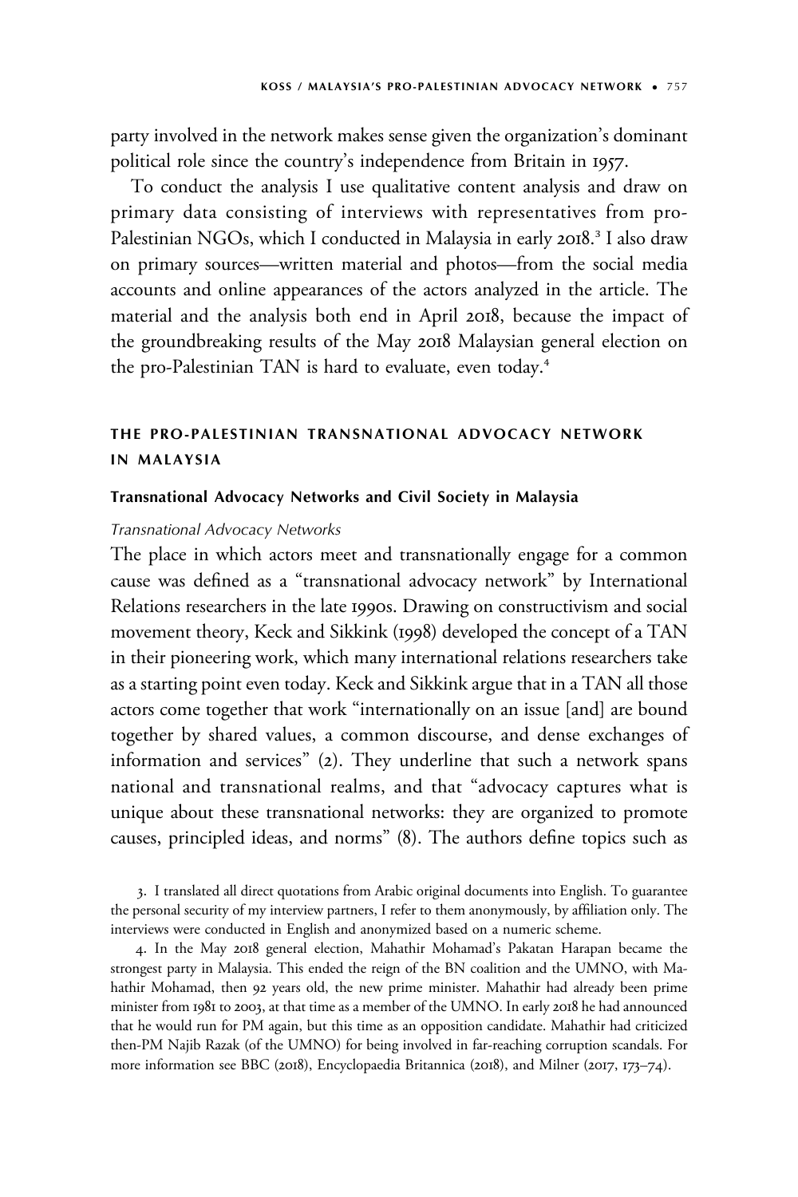party involved in the network makes sense given the organization's dominant political role since the country's independence from Britain in 1957.

To conduct the analysis I use qualitative content analysis and draw on primary data consisting of interviews with representatives from pro-Palestinian NGOs, which I conducted in Malaysia in early 2018.[3] I also draw on primary sources—written material and photos—from the social media accounts and online appearances of the actors analyzed in the article. The material and the analysis both end in April 2018, because the impact of the groundbreaking results of the May 2018 Malaysian general election on the pro-Palestinian TAN is hard to evaluate, even today.[4]

## THE PRO-PALESTINIAN TRANSNATIONAL ADVOCACY NETWORK IN MALAYSIA

### Transnational Advocacy Networks and Civil Society in Malaysia

#### *Transnational Advocacy Networks*

The place in which actors meet and transnationally engage for a common cause was defined as a "transnational advocacy network" by International Relations researchers in the late 1990s. Drawing on constructivism and social movement theory, Keck and Sikkink (1998) developed the concept of a TAN in their pioneering work, which many international relations researchers take as a starting point even today. Keck and Sikkink argue that in a TAN all those actors come together that work "internationally on an issue [and] are bound together by shared values, a common discourse, and dense exchanges of information and services" (2). They underline that such a network spans national and transnational realms, and that "advocacy captures what is unique about these transnational networks: they are organized to promote causes, principled ideas, and norms" (8). The authors define topics such as

3. I translated all direct quotations from Arabic original documents into English. To guarantee the personal security of my interview partners, I refer to them anonymously, by affiliation only. The interviews were conducted in English and anonymized based on a numeric scheme.

4. In the May 2018 general election, Mahathir Mohamad's Pakatan Harapan became the strongest party in Malaysia. This ended the reign of the BN coalition and the UMNO, with Mahathir Mohamad, then 92 years old, the new prime minister. Mahathir had already been prime minister from 1981 to 2003, at that time as a member of the UMNO. In early 2018 he had announced that he would run for PM again, but this time as an opposition candidate. Mahathir had criticized then-PM Najib Razak (of the UMNO) for being involved in far-reaching corruption scandals. For more information see BBC (2018), Encyclopaedia Britannica (2018), and Milner (2017, 173–74).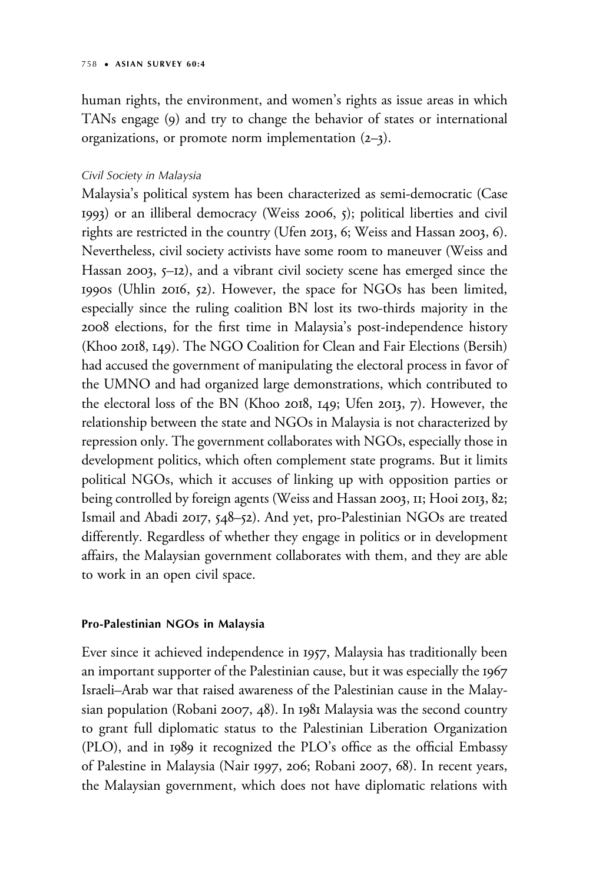human rights, the environment, and women's rights as issue areas in which TANs engage (9) and try to change the behavior of states or international organizations, or promote norm implementation (2–3).

*Civil Society in Malaysia*

Malaysia's political system has been characterized as semi-democratic (Case 1993) or an illiberal democracy (Weiss 2006, 5); political liberties and civil rights are restricted in the country (Ufen 2013, 6; Weiss and Hassan 2003, 6). Nevertheless, civil society activists have some room to maneuver (Weiss and Hassan 2003, 5–12), and a vibrant civil society scene has emerged since the 1990s (Uhlin 2016, 52). However, the space for NGOs has been limited, especially since the ruling coalition BN lost its two-thirds majority in the 2008 elections, for the first time in Malaysia's post-independence history (Khoo 2018, 149). The NGO Coalition for Clean and Fair Elections (Bersih) had accused the government of manipulating the electoral process in favor of the UMNO and had organized large demonstrations, which contributed to the electoral loss of the BN (Khoo 2018, 149; Ufen 2013, 7). However, the relationship between the state and NGOs in Malaysia is not characterized by repression only. The government collaborates with NGOs, especially those in development politics, which often complement state programs. But it limits political NGOs, which it accuses of linking up with opposition parties or being controlled by foreign agents (Weiss and Hassan 2003, 11; Hooi 2013, 82; Ismail and Abadi 2017, 548–52). And yet, pro-Palestinian NGOs are treated differently. Regardless of whether they engage in politics or in development affairs, the Malaysian government collaborates with them, and they are able to work in an open civil space.

## Pro-Palestinian NGOs in Malaysia

Ever since it achieved independence in 1957, Malaysia has traditionally been an important supporter of the Palestinian cause, but it was especially the 1967 Israeli–Arab war that raised awareness of the Palestinian cause in the Malaysian population (Robani 2007, 48). In 1981 Malaysia was the second country to grant full diplomatic status to the Palestinian Liberation Organization (PLO), and in 1989 it recognized the PLO's office as the official Embassy of Palestine in Malaysia (Nair 1997, 206; Robani 2007, 68). In recent years, the Malaysian government, which does not have diplomatic relations with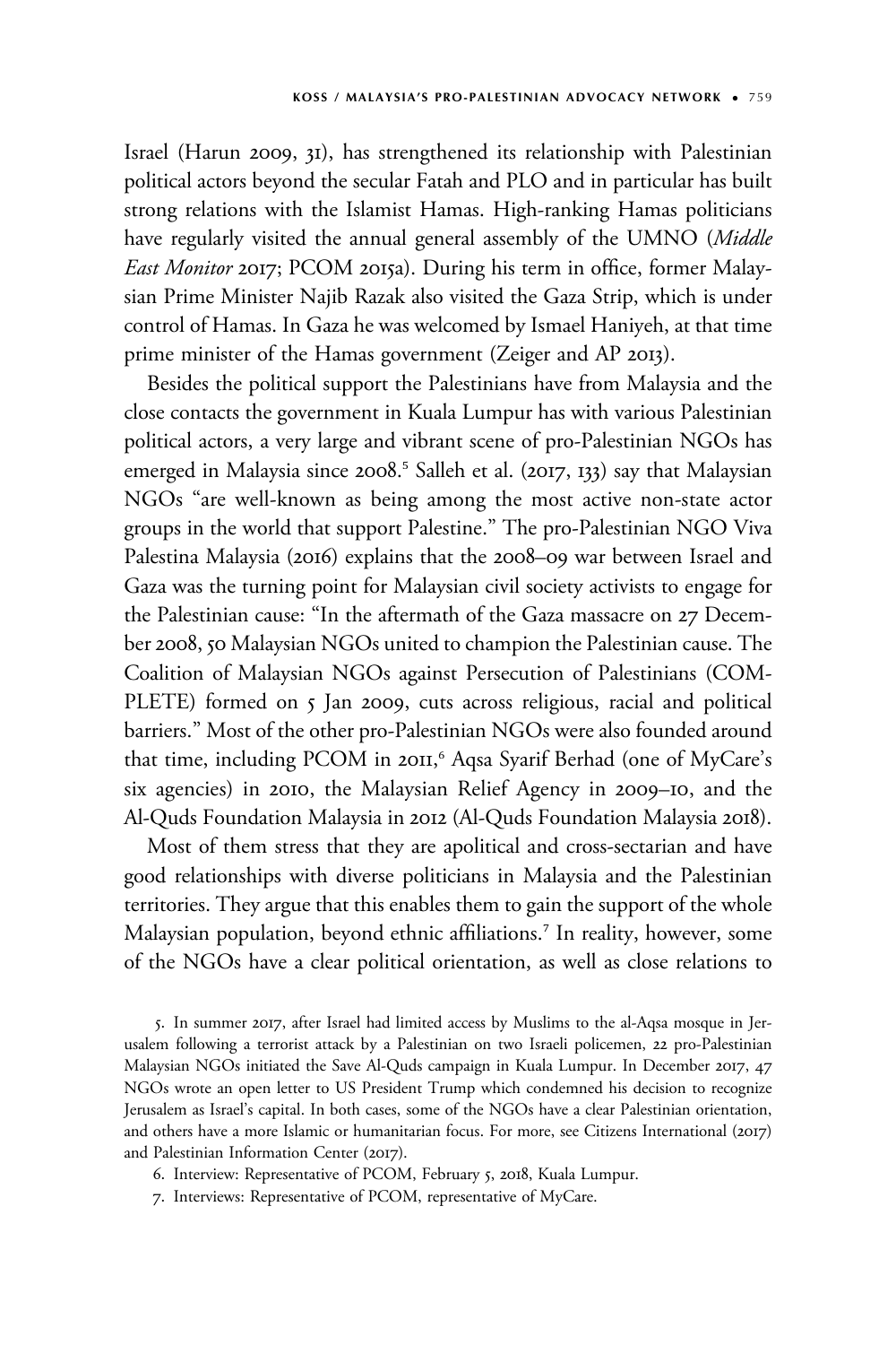Israel (Harun 2009, 31), has strengthened its relationship with Palestinian political actors beyond the secular Fatah and PLO and in particular has built strong relations with the Islamist Hamas. High-ranking Hamas politicians have regularly visited the annual general assembly of the UMNO (*Middle East Monitor* 2017; PCOM 2015a). During his term in office, former Malaysian Prime Minister Najib Razak also visited the Gaza Strip, which is under control of Hamas. In Gaza he was welcomed by Ismael Haniyeh, at that time prime minister of the Hamas government (Zeiger and AP 2013).

Besides the political support the Palestinians have from Malaysia and the close contacts the government in Kuala Lumpur has with various Palestinian political actors, a very large and vibrant scene of pro-Palestinian NGOs has emerged in Malaysia since 2008.[5] Salleh et al. (2017, 133) say that Malaysian NGOs "are well-known as being among the most active non-state actor groups in the world that support Palestine." The pro-Palestinian NGO Viva Palestina Malaysia (2016) explains that the 2008–09 war between Israel and Gaza was the turning point for Malaysian civil society activists to engage for the Palestinian cause: "In the aftermath of the Gaza massacre on 27 December 2008, 50 Malaysian NGOs united to champion the Palestinian cause. The Coalition of Malaysian NGOs against Persecution of Palestinians (COMPLETE) formed on 5 Jan 2009, cuts across religious, racial and political barriers." Most of the other pro-Palestinian NGOs were also founded around that time, including PCOM in 2011,[6] Aqsa Syarif Berhad (one of MyCare's six agencies) in 2010, the Malaysian Relief Agency in 2009–10, and the Al-Quds Foundation Malaysia in 2012 (Al-Quds Foundation Malaysia 2018).

Most of them stress that they are apolitical and cross-sectarian and have good relationships with diverse politicians in Malaysia and the Palestinian territories. They argue that this enables them to gain the support of the whole Malaysian population, beyond ethnic affiliations.[7] In reality, however, some of the NGOs have a clear political orientation, as well as close relations to

5. In summer 2017, after Israel had limited access by Muslims to the al-Aqsa mosque in Jerusalem following a terrorist attack by a Palestinian on two Israeli policemen, 22 pro-Palestinian Malaysian NGOs initiated the Save Al-Quds campaign in Kuala Lumpur. In December 2017, 47 NGOs wrote an open letter to US President Trump which condemned his decision to recognize Jerusalem as Israel's capital. In both cases, some of the NGOs have a clear Palestinian orientation, and others have a more Islamic or humanitarian focus. For more, see Citizens International (2017) and Palestinian Information Center (2017).

6. Interview: Representative of PCOM, February 5, 2018, Kuala Lumpur.

7. Interviews: Representative of PCOM, representative of MyCare.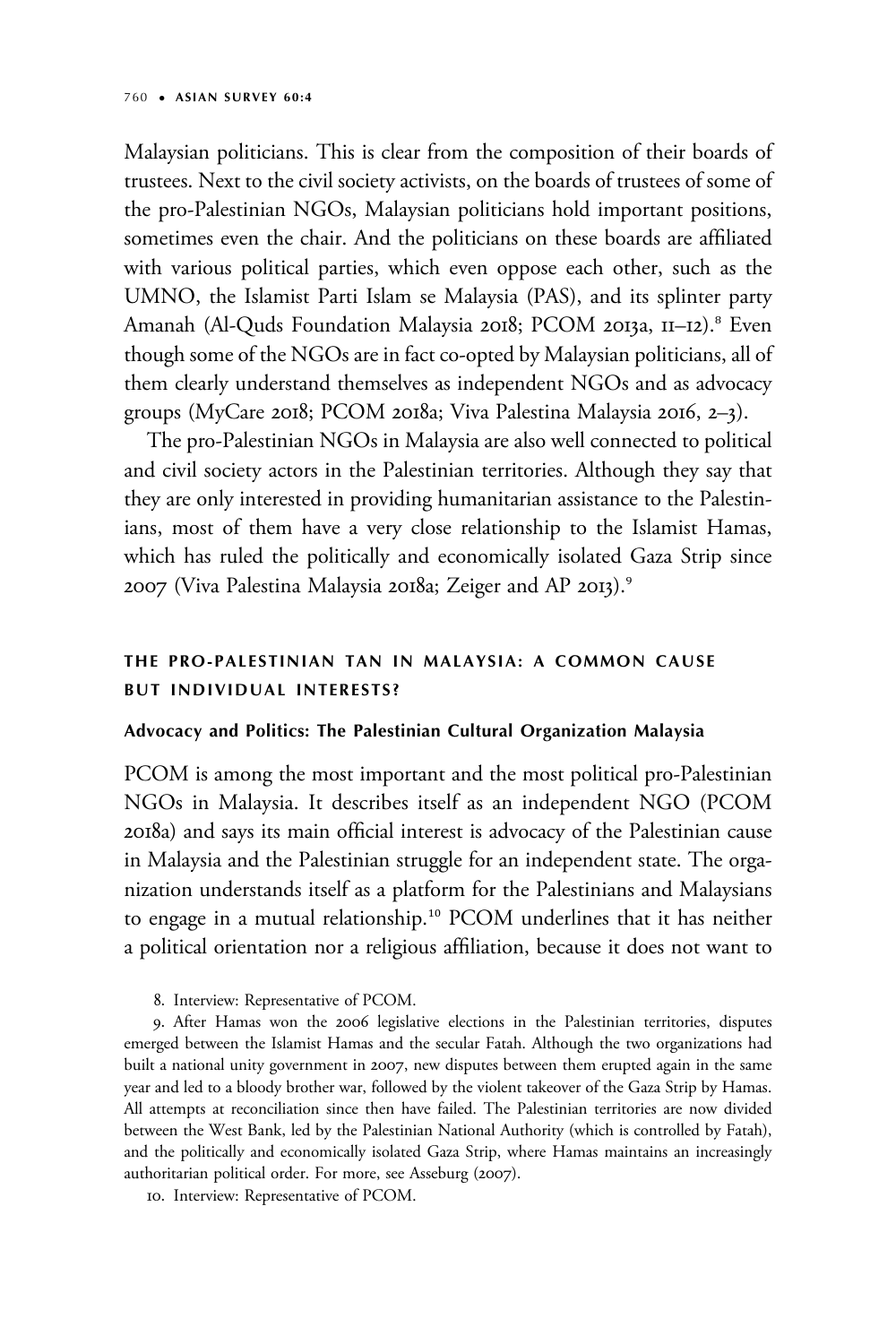Malaysian politicians. This is clear from the composition of their boards of trustees. Next to the civil society activists, on the boards of trustees of some of the pro-Palestinian NGOs, Malaysian politicians hold important positions, sometimes even the chair. And the politicians on these boards are affiliated with various political parties, which even oppose each other, such as the UMNO, the Islamist Parti Islam se Malaysia (PAS), and its splinter party Amanah (Al-Quds Foundation Malaysia 2018; PCOM 2013a, 11–12).[8] Even though some of the NGOs are in fact co-opted by Malaysian politicians, all of them clearly understand themselves as independent NGOs and as advocacy groups (MyCare 2018; PCOM 2018a; Viva Palestina Malaysia 2016, 2–3).

The pro-Palestinian NGOs in Malaysia are also well connected to political and civil society actors in the Palestinian territories. Although they say that they are only interested in providing humanitarian assistance to the Palestinians, most of them have a very close relationship to the Islamist Hamas, which has ruled the politically and economically isolated Gaza Strip since 2007 (Viva Palestina Malaysia 2018a; Zeiger and AP 2013).[9]

## THE PRO-PALESTINIAN TAN IN MALAYSIA: A COMMON CAUSE BUT INDIVIDUAL INTERESTS?

### Advocacy and Politics: The Palestinian Cultural Organization Malaysia

PCOM is among the most important and the most political pro-Palestinian NGOs in Malaysia. It describes itself as an independent NGO (PCOM 2018a) and says its main official interest is advocacy of the Palestinian cause in Malaysia and the Palestinian struggle for an independent state. The organization understands itself as a platform for the Palestinians and Malaysians to engage in a mutual relationship.[10] PCOM underlines that it has neither a political orientation nor a religious affiliation, because it does not want to

8. Interview: Representative of PCOM.

9. After Hamas won the 2006 legislative elections in the Palestinian territories, disputes emerged between the Islamist Hamas and the secular Fatah. Although the two organizations had built a national unity government in 2007, new disputes between them erupted again in the same year and led to a bloody brother war, followed by the violent takeover of the Gaza Strip by Hamas. All attempts at reconciliation since then have failed. The Palestinian territories are now divided between the West Bank, led by the Palestinian National Authority (which is controlled by Fatah), and the politically and economically isolated Gaza Strip, where Hamas maintains an increasingly authoritarian political order. For more, see Asseburg (2007).

10. Interview: Representative of PCOM.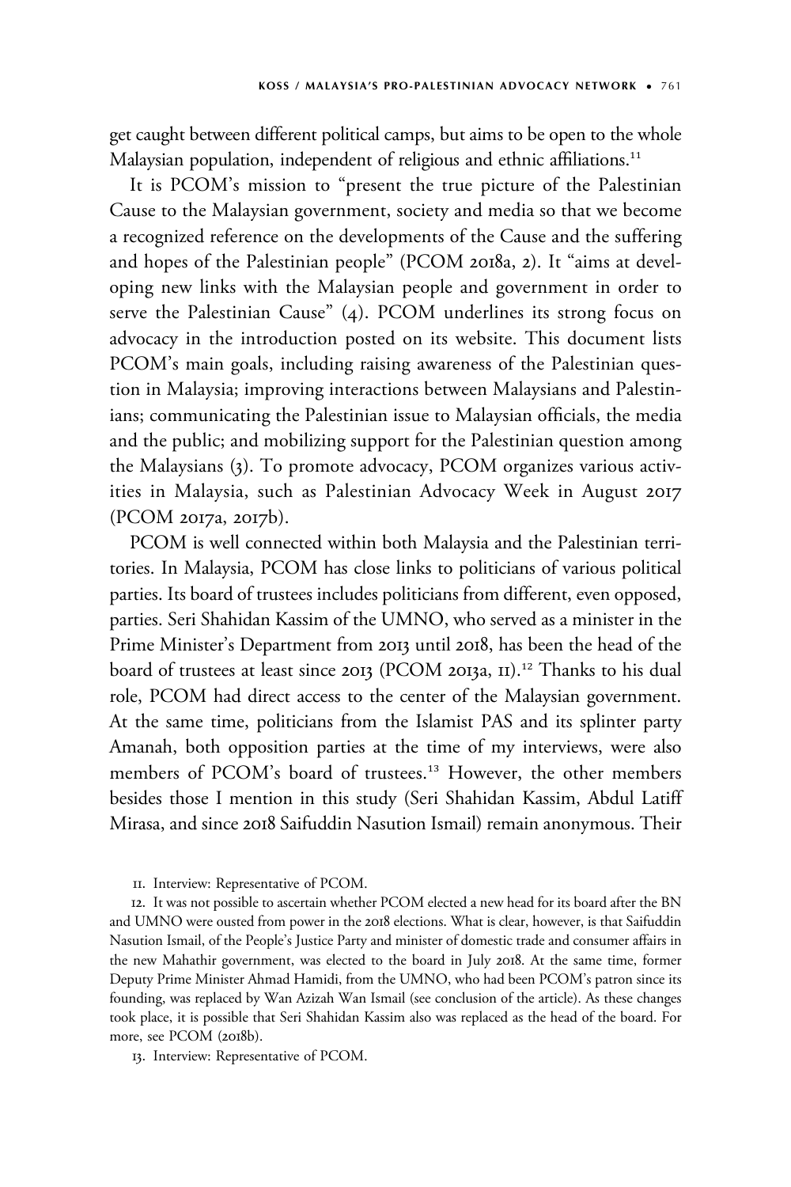get caught between different political camps, but aims to be open to the whole Malaysian population, independent of religious and ethnic affiliations.[11]

It is PCOM's mission to "present the true picture of the Palestinian Cause to the Malaysian government, society and media so that we become a recognized reference on the developments of the Cause and the suffering and hopes of the Palestinian people" (PCOM 2018a, 2). It "aims at developing new links with the Malaysian people and government in order to serve the Palestinian Cause" (4). PCOM underlines its strong focus on advocacy in the introduction posted on its website. This document lists PCOM's main goals, including raising awareness of the Palestinian question in Malaysia; improving interactions between Malaysians and Palestinians; communicating the Palestinian issue to Malaysian officials, the media and the public; and mobilizing support for the Palestinian question among the Malaysians (3). To promote advocacy, PCOM organizes various activities in Malaysia, such as Palestinian Advocacy Week in August 2017 (PCOM 2017a, 2017b).

PCOM is well connected within both Malaysia and the Palestinian territories. In Malaysia, PCOM has close links to politicians of various political parties. Its board of trustees includes politicians from different, even opposed, parties. Seri Shahidan Kassim of the UMNO, who served as a minister in the Prime Minister's Department from 2013 until 2018, has been the head of the board of trustees at least since 2013 (PCOM 2013a, 11).[12] Thanks to his dual role, PCOM had direct access to the center of the Malaysian government. At the same time, politicians from the Islamist PAS and its splinter party Amanah, both opposition parties at the time of my interviews, were also members of PCOM's board of trustees.[13] However, the other members besides those I mention in this study (Seri Shahidan Kassim, Abdul Latiff Mirasa, and since 2018 Saifuddin Nasution Ismail) remain anonymous. Their

11. Interview: Representative of PCOM.

12. It was not possible to ascertain whether PCOM elected a new head for its board after the BN and UMNO were ousted from power in the 2018 elections. What is clear, however, is that Saifuddin Nasution Ismail, of the People's Justice Party and minister of domestic trade and consumer affairs in the new Mahathir government, was elected to the board in July 2018. At the same time, former Deputy Prime Minister Ahmad Hamidi, from the UMNO, who had been PCOM's patron since its founding, was replaced by Wan Azizah Wan Ismail (see conclusion of the article). As these changes took place, it is possible that Seri Shahidan Kassim also was replaced as the head of the board. For more, see PCOM (2018b).

13. Interview: Representative of PCOM.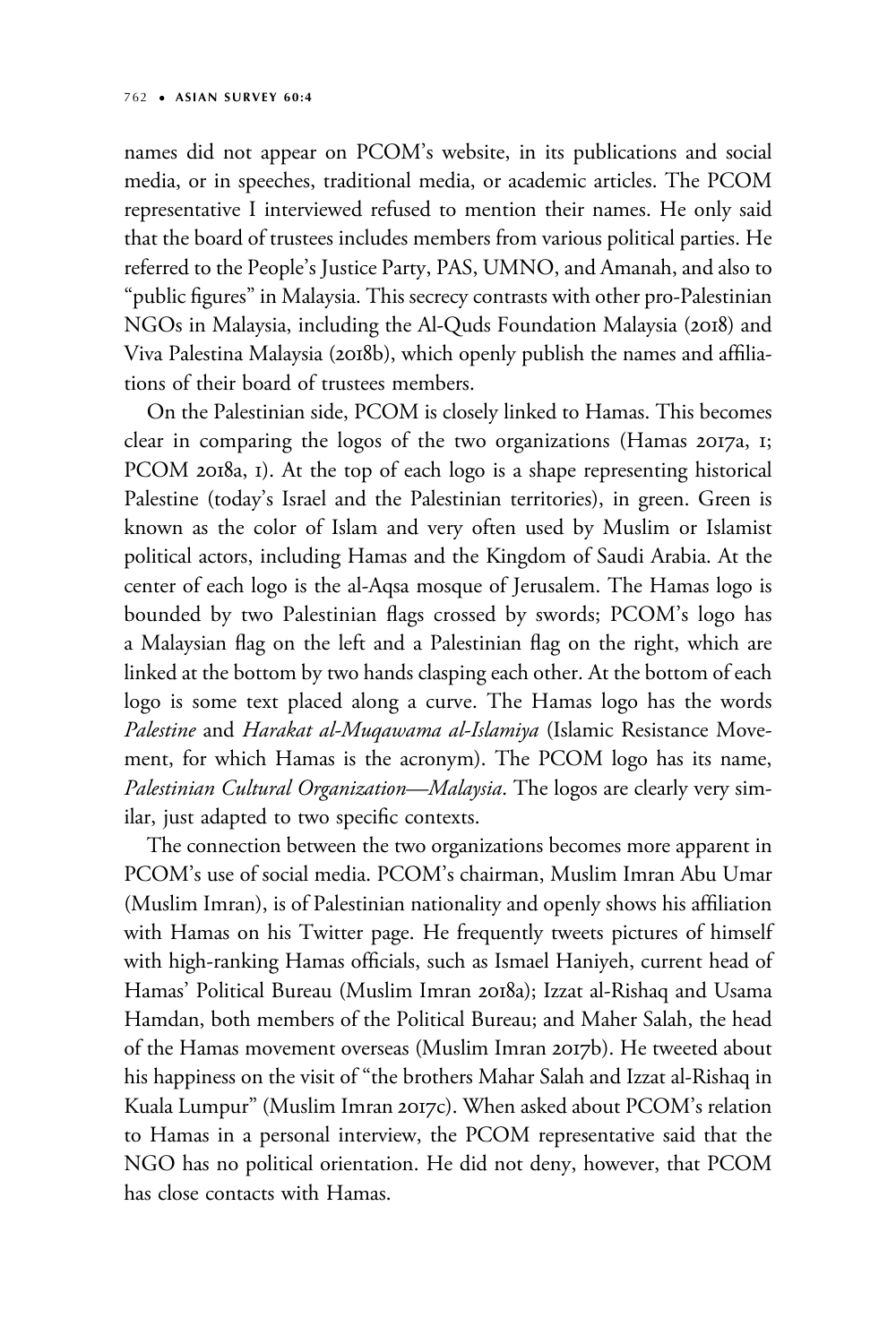names did not appear on PCOM's website, in its publications and social media, or in speeches, traditional media, or academic articles. The PCOM representative I interviewed refused to mention their names. He only said that the board of trustees includes members from various political parties. He referred to the People's Justice Party, PAS, UMNO, and Amanah, and also to "public figures" in Malaysia. This secrecy contrasts with other pro-Palestinian NGOs in Malaysia, including the Al-Quds Foundation Malaysia (2018) and Viva Palestina Malaysia (2018b), which openly publish the names and affiliations of their board of trustees members.

On the Palestinian side, PCOM is closely linked to Hamas. This becomes clear in comparing the logos of the two organizations (Hamas 2017a, 1; PCOM 2018a, 1). At the top of each logo is a shape representing historical Palestine (today's Israel and the Palestinian territories), in green. Green is known as the color of Islam and very often used by Muslim or Islamist political actors, including Hamas and the Kingdom of Saudi Arabia. At the center of each logo is the al-Aqsa mosque of Jerusalem. The Hamas logo is bounded by two Palestinian flags crossed by swords; PCOM's logo has a Malaysian flag on the left and a Palestinian flag on the right, which are linked at the bottom by two hands clasping each other. At the bottom of each logo is some text placed along a curve. The Hamas logo has the words *Palestine* and *Harakat al-Muqawama al-Islamiya* (Islamic Resistance Movement, for which Hamas is the acronym). The PCOM logo has its name, *Palestinian Cultural Organization—Malaysia*. The logos are clearly very similar, just adapted to two specific contexts.

The connection between the two organizations becomes more apparent in PCOM's use of social media. PCOM's chairman, Muslim Imran Abu Umar (Muslim Imran), is of Palestinian nationality and openly shows his affiliation with Hamas on his Twitter page. He frequently tweets pictures of himself with high-ranking Hamas officials, such as Ismael Haniyeh, current head of Hamas' Political Bureau (Muslim Imran 2018a); Izzat al-Rishaq and Usama Hamdan, both members of the Political Bureau; and Maher Salah, the head of the Hamas movement overseas (Muslim Imran 2017b). He tweeted about his happiness on the visit of "the brothers Mahar Salah and Izzat al-Rishaq in Kuala Lumpur" (Muslim Imran 2017c). When asked about PCOM's relation to Hamas in a personal interview, the PCOM representative said that the NGO has no political orientation. He did not deny, however, that PCOM has close contacts with Hamas.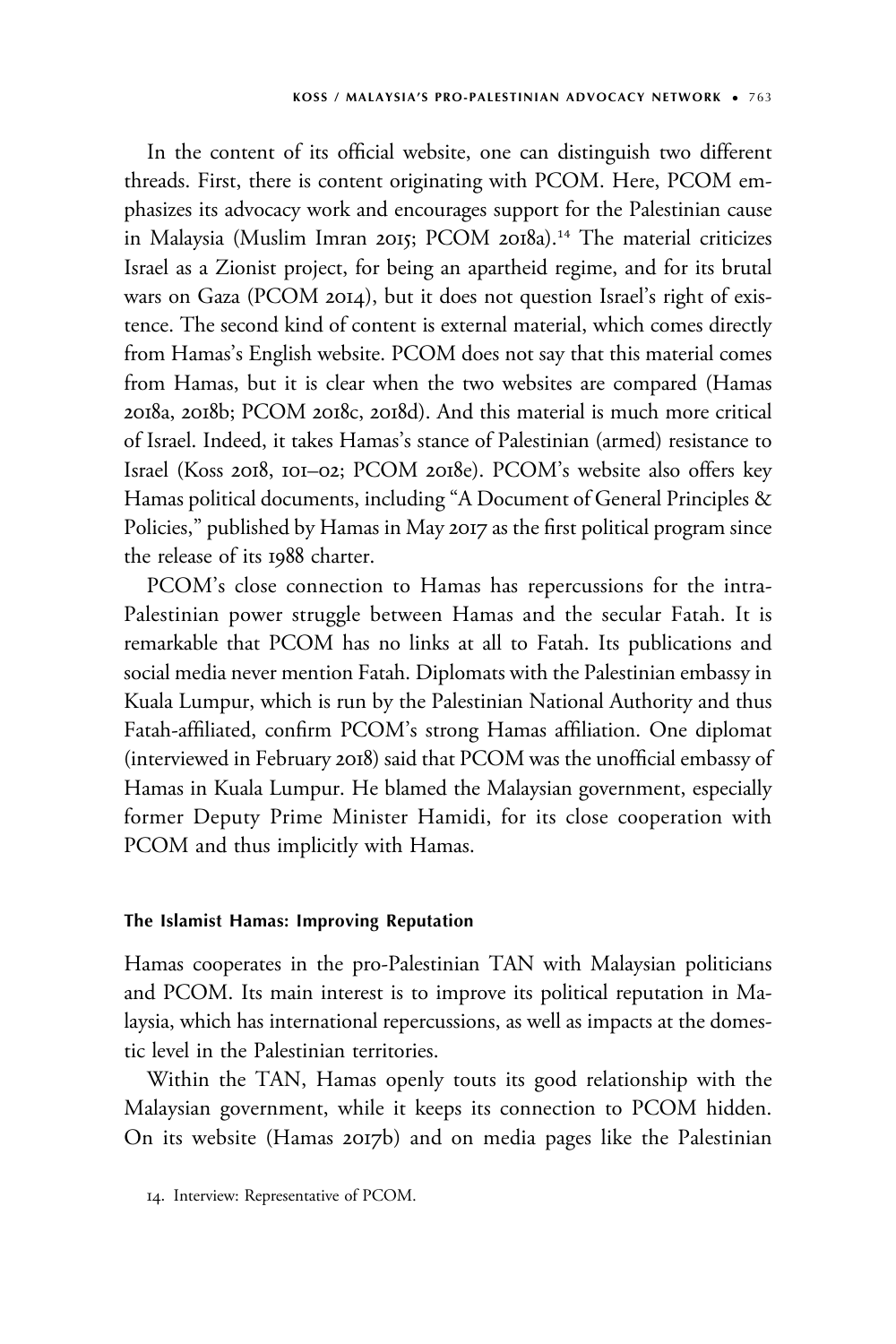In the content of its official website, one can distinguish two different threads. First, there is content originating with PCOM. Here, PCOM emphasizes its advocacy work and encourages support for the Palestinian cause in Malaysia (Muslim Imran 2015; PCOM 2018a).[14] The material criticizes Israel as a Zionist project, for being an apartheid regime, and for its brutal wars on Gaza (PCOM 2014), but it does not question Israel's right of existence. The second kind of content is external material, which comes directly from Hamas's English website. PCOM does not say that this material comes from Hamas, but it is clear when the two websites are compared (Hamas 2018a, 2018b; PCOM 2018c, 2018d). And this material is much more critical of Israel. Indeed, it takes Hamas's stance of Palestinian (armed) resistance to Israel (Koss 2018, 101–02; PCOM 2018e). PCOM's website also offers key Hamas political documents, including "A Document of General Principles & Policies," published by Hamas in May 2017 as the first political program since the release of its 1988 charter.

PCOM's close connection to Hamas has repercussions for the intra-Palestinian power struggle between Hamas and the secular Fatah. It is remarkable that PCOM has no links at all to Fatah. Its publications and social media never mention Fatah. Diplomats with the Palestinian embassy in Kuala Lumpur, which is run by the Palestinian National Authority and thus Fatah-affiliated, confirm PCOM's strong Hamas affiliation. One diplomat (interviewed in February 2018) said that PCOM was the unofficial embassy of Hamas in Kuala Lumpur. He blamed the Malaysian government, especially former Deputy Prime Minister Hamidi, for its close cooperation with PCOM and thus implicitly with Hamas.

#### The Islamist Hamas: Improving Reputation

Hamas cooperates in the pro-Palestinian TAN with Malaysian politicians and PCOM. Its main interest is to improve its political reputation in Malaysia, which has international repercussions, as well as impacts at the domestic level in the Palestinian territories.

Within the TAN, Hamas openly touts its good relationship with the Malaysian government, while it keeps its connection to PCOM hidden. On its website (Hamas 2017b) and on media pages like the Palestinian

14. Interview: Representative of PCOM.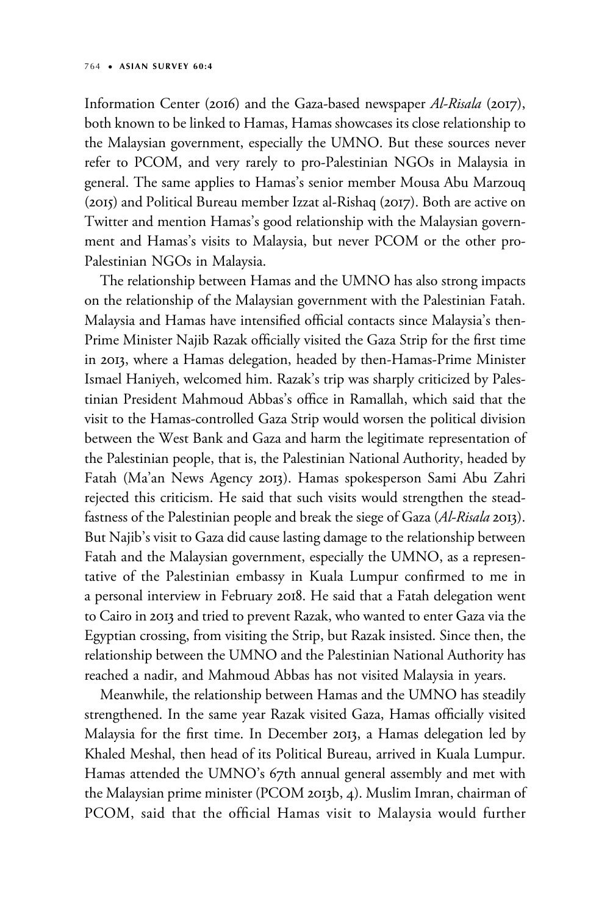Information Center (2016) and the Gaza-based newspaper *Al-Risala* (2017), both known to be linked to Hamas, Hamas showcases its close relationship to the Malaysian government, especially the UMNO. But these sources never refer to PCOM, and very rarely to pro-Palestinian NGOs in Malaysia in general. The same applies to Hamas's senior member Mousa Abu Marzouq (2015) and Political Bureau member Izzat al-Rishaq (2017). Both are active on Twitter and mention Hamas's good relationship with the Malaysian government and Hamas's visits to Malaysia, but never PCOM or the other pro-Palestinian NGOs in Malaysia.

The relationship between Hamas and the UMNO has also strong impacts on the relationship of the Malaysian government with the Palestinian Fatah. Malaysia and Hamas have intensified official contacts since Malaysia's then-Prime Minister Najib Razak officially visited the Gaza Strip for the first time in 2013, where a Hamas delegation, headed by then-Hamas-Prime Minister Ismael Haniyeh, welcomed him. Razak's trip was sharply criticized by Palestinian President Mahmoud Abbas's office in Ramallah, which said that the visit to the Hamas-controlled Gaza Strip would worsen the political division between the West Bank and Gaza and harm the legitimate representation of the Palestinian people, that is, the Palestinian National Authority, headed by Fatah (Ma'an News Agency 2013). Hamas spokesperson Sami Abu Zahri rejected this criticism. He said that such visits would strengthen the steadfastness of the Palestinian people and break the siege of Gaza (*Al-Risala* 2013). But Najib's visit to Gaza did cause lasting damage to the relationship between Fatah and the Malaysian government, especially the UMNO, as a representative of the Palestinian embassy in Kuala Lumpur confirmed to me in a personal interview in February 2018. He said that a Fatah delegation went to Cairo in 2013 and tried to prevent Razak, who wanted to enter Gaza via the Egyptian crossing, from visiting the Strip, but Razak insisted. Since then, the relationship between the UMNO and the Palestinian National Authority has reached a nadir, and Mahmoud Abbas has not visited Malaysia in years.

Meanwhile, the relationship between Hamas and the UMNO has steadily strengthened. In the same year Razak visited Gaza, Hamas officially visited Malaysia for the first time. In December 2013, a Hamas delegation led by Khaled Meshal, then head of its Political Bureau, arrived in Kuala Lumpur. Hamas attended the UMNO's 67th annual general assembly and met with the Malaysian prime minister (PCOM 2013b, 4). Muslim Imran, chairman of PCOM, said that the official Hamas visit to Malaysia would further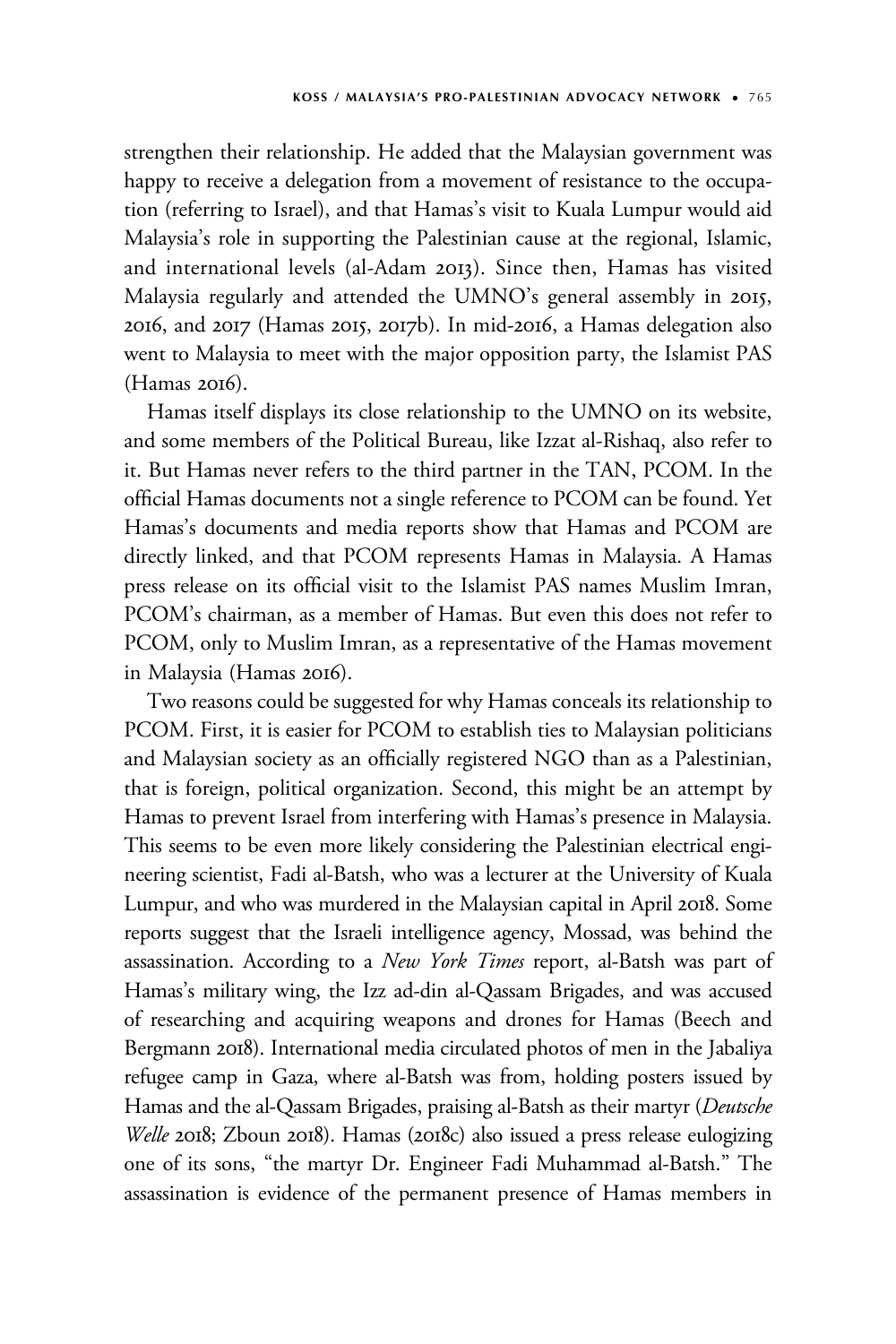strengthen their relationship. He added that the Malaysian government was happy to receive a delegation from a movement of resistance to the occupation (referring to Israel), and that Hamas's visit to Kuala Lumpur would aid Malaysia's role in supporting the Palestinian cause at the regional, Islamic, and international levels (al-Adam 2013). Since then, Hamas has visited Malaysia regularly and attended the UMNO's general assembly in 2015, 2016, and 2017 (Hamas 2015, 2017b). In mid-2016, a Hamas delegation also went to Malaysia to meet with the major opposition party, the Islamist PAS (Hamas 2016).

Hamas itself displays its close relationship to the UMNO on its website, and some members of the Political Bureau, like Izzat al-Rishaq, also refer to it. But Hamas never refers to the third partner in the TAN, PCOM. In the official Hamas documents not a single reference to PCOM can be found. Yet Hamas's documents and media reports show that Hamas and PCOM are directly linked, and that PCOM represents Hamas in Malaysia. A Hamas press release on its official visit to the Islamist PAS names Muslim Imran, PCOM's chairman, as a member of Hamas. But even this does not refer to PCOM, only to Muslim Imran, as a representative of the Hamas movement in Malaysia (Hamas 2016).

Two reasons could be suggested for why Hamas conceals its relationship to PCOM. First, it is easier for PCOM to establish ties to Malaysian politicians and Malaysian society as an officially registered NGO than as a Palestinian, that is foreign, political organization. Second, this might be an attempt by Hamas to prevent Israel from interfering with Hamas's presence in Malaysia. This seems to be even more likely considering the Palestinian electrical engineering scientist, Fadi al-Batsh, who was a lecturer at the University of Kuala Lumpur, and who was murdered in the Malaysian capital in April 2018. Some reports suggest that the Israeli intelligence agency, Mossad, was behind the assassination. According to a *New York Times* report, al-Batsh was part of Hamas's military wing, the Izz ad-din al-Qassam Brigades, and was accused of researching and acquiring weapons and drones for Hamas (Beech and Bergmann 2018). International media circulated photos of men in the Jabaliya refugee camp in Gaza, where al-Batsh was from, holding posters issued by Hamas and the al-Qassam Brigades, praising al-Batsh as their martyr (*Deutsche Welle* 2018; Zboun 2018). Hamas (2018c) also issued a press release eulogizing one of its sons, "the martyr Dr. Engineer Fadi Muhammad al-Batsh." The assassination is evidence of the permanent presence of Hamas members in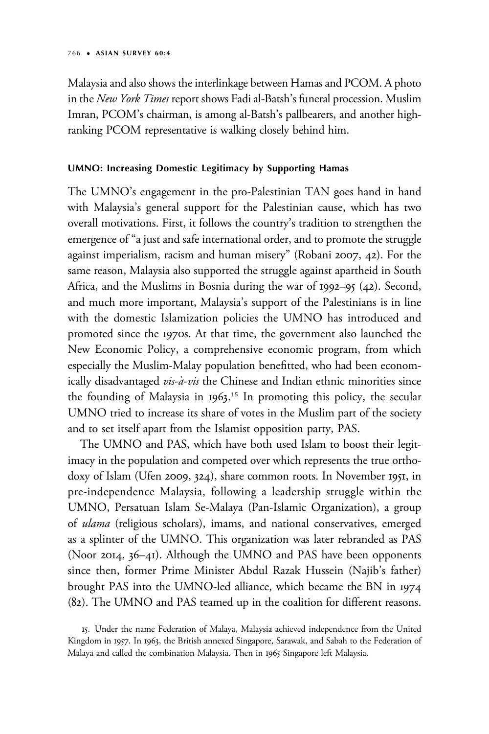Malaysia and also shows the interlinkage between Hamas and PCOM. A photo in the *New York Times* report shows Fadi al-Batsh's funeral procession. Muslim Imran, PCOM's chairman, is among al-Batsh's pallbearers, and another high-ranking PCOM representative is walking closely behind him.

### UMNO: Increasing Domestic Legitimacy by Supporting Hamas

The UMNO's engagement in the pro-Palestinian TAN goes hand in hand with Malaysia's general support for the Palestinian cause, which has two overall motivations. First, it follows the country's tradition to strengthen the emergence of "a just and safe international order, and to promote the struggle against imperialism, racism and human misery" (Robani 2007, 42). For the same reason, Malaysia also supported the struggle against apartheid in South Africa, and the Muslims in Bosnia during the war of 1992–95 (42). Second, and much more important, Malaysia's support of the Palestinians is in line with the domestic Islamization policies the UMNO has introduced and promoted since the 1970s. At that time, the government also launched the New Economic Policy, a comprehensive economic program, from which especially the Muslim-Malay population benefitted, who had been economically disadvantaged *vis-à-vis* the Chinese and Indian ethnic minorities since the founding of Malaysia in 1963.[15] In promoting this policy, the secular UMNO tried to increase its share of votes in the Muslim part of the society and to set itself apart from the Islamist opposition party, PAS.

The UMNO and PAS, which have both used Islam to boost their legitimacy in the population and competed over which represents the true orthodoxy of Islam (Ufen 2009, 324), share common roots. In November 1951, in pre-independence Malaysia, following a leadership struggle within the UMNO, Persatuan Islam Se-Malaya (Pan-Islamic Organization), a group of *ulama* (religious scholars), imams, and national conservatives, emerged as a splinter of the UMNO. This organization was later rebranded as PAS (Noor 2014, 36–41). Although the UMNO and PAS have been opponents since then, former Prime Minister Abdul Razak Hussein (Najib's father) brought PAS into the UMNO-led alliance, which became the BN in 1974 (82). The UMNO and PAS teamed up in the coalition for different reasons.

15. Under the name Federation of Malaya, Malaysia achieved independence from the United Kingdom in 1957. In 1963, the British annexed Singapore, Sarawak, and Sabah to the Federation of Malaya and called the combination Malaysia. Then in 1965 Singapore left Malaysia.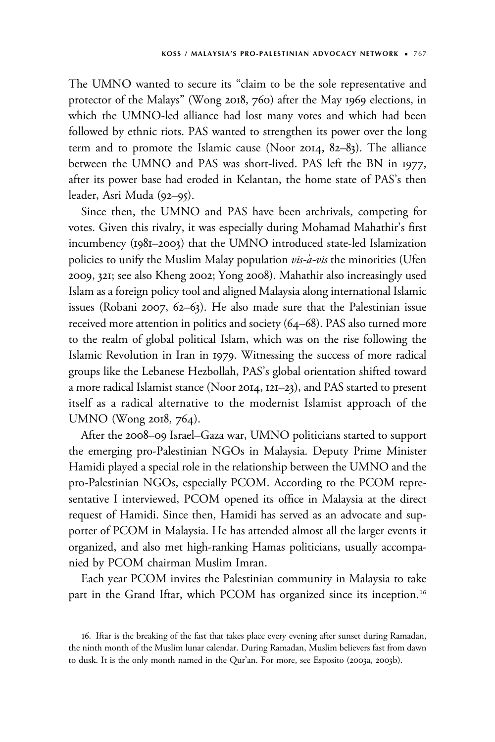The UMNO wanted to secure its "claim to be the sole representative and protector of the Malays" (Wong 2018, 760) after the May 1969 elections, in which the UMNO-led alliance had lost many votes and which had been followed by ethnic riots. PAS wanted to strengthen its power over the long term and to promote the Islamic cause (Noor 2014, 82–83). The alliance between the UMNO and PAS was short-lived. PAS left the BN in 1977, after its power base had eroded in Kelantan, the home state of PAS's then leader, Asri Muda (92–95).

Since then, the UMNO and PAS have been archrivals, competing for votes. Given this rivalry, it was especially during Mohamad Mahathir's first incumbency (1981–2003) that the UMNO introduced state-led Islamization policies to unify the Muslim Malay population *vis-à-vis* the minorities (Ufen 2009, 321; see also Kheng 2002; Yong 2008). Mahathir also increasingly used Islam as a foreign policy tool and aligned Malaysia along international Islamic issues (Robani 2007, 62–63). He also made sure that the Palestinian issue received more attention in politics and society (64–68). PAS also turned more to the realm of global political Islam, which was on the rise following the Islamic Revolution in Iran in 1979. Witnessing the success of more radical groups like the Lebanese Hezbollah, PAS's global orientation shifted toward a more radical Islamist stance (Noor 2014, 121–23), and PAS started to present itself as a radical alternative to the modernist Islamist approach of the UMNO (Wong 2018, 764).

After the 2008–09 Israel–Gaza war, UMNO politicians started to support the emerging pro-Palestinian NGOs in Malaysia. Deputy Prime Minister Hamidi played a special role in the relationship between the UMNO and the pro-Palestinian NGOs, especially PCOM. According to the PCOM representative I interviewed, PCOM opened its office in Malaysia at the direct request of Hamidi. Since then, Hamidi has served as an advocate and supporter of PCOM in Malaysia. He has attended almost all the larger events it organized, and also met high-ranking Hamas politicians, usually accompanied by PCOM chairman Muslim Imran.

Each year PCOM invites the Palestinian community in Malaysia to take part in the Grand Iftar, which PCOM has organized since its inception.[16]

16. Iftar is the breaking of the fast that takes place every evening after sunset during Ramadan, the ninth month of the Muslim lunar calendar. During Ramadan, Muslim believers fast from dawn to dusk. It is the only month named in the Qur'an. For more, see Esposito (2003a, 2003b).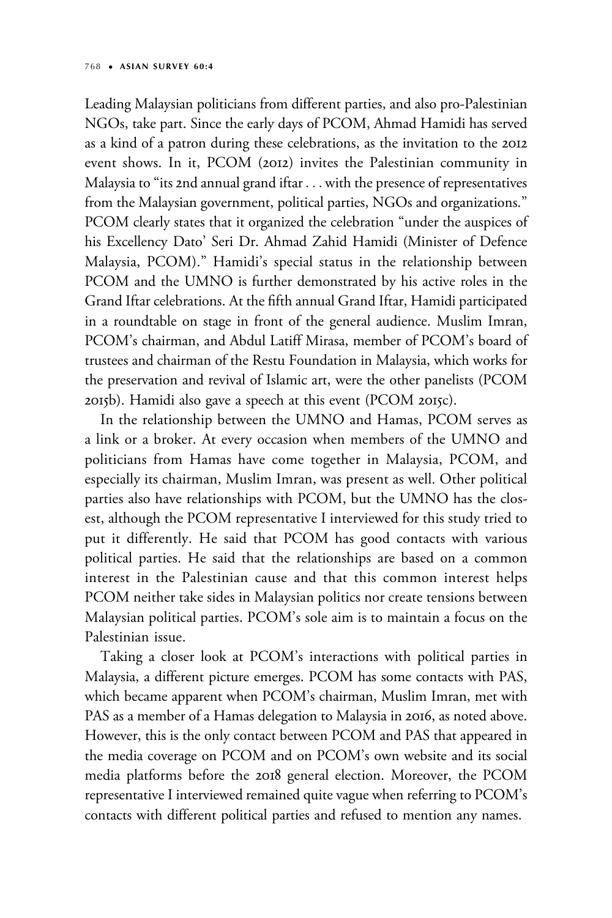Leading Malaysian politicians from different parties, and also pro-Palestinian NGOs, take part. Since the early days of PCOM, Ahmad Hamidi has served as a kind of a patron during these celebrations, as the invitation to the 2012 event shows. In it, PCOM (2012) invites the Palestinian community in Malaysia to "its 2nd annual grand iftar . . . with the presence of representatives from the Malaysian government, political parties, NGOs and organizations." PCOM clearly states that it organized the celebration "under the auspices of his Excellency Dato' Seri Dr. Ahmad Zahid Hamidi (Minister of Defence Malaysia, PCOM)." Hamidi's special status in the relationship between PCOM and the UMNO is further demonstrated by his active roles in the Grand Iftar celebrations. At the fifth annual Grand Iftar, Hamidi participated in a roundtable on stage in front of the general audience. Muslim Imran, PCOM's chairman, and Abdul Latiff Mirasa, member of PCOM's board of trustees and chairman of the Restu Foundation in Malaysia, which works for the preservation and revival of Islamic art, were the other panelists (PCOM 2015b). Hamidi also gave a speech at this event (PCOM 2015c).

In the relationship between the UMNO and Hamas, PCOM serves as a link or a broker. At every occasion when members of the UMNO and politicians from Hamas have come together in Malaysia, PCOM, and especially its chairman, Muslim Imran, was present as well. Other political parties also have relationships with PCOM, but the UMNO has the closest, although the PCOM representative I interviewed for this study tried to put it differently. He said that PCOM has good contacts with various political parties. He said that the relationships are based on a common interest in the Palestinian cause and that this common interest helps PCOM neither take sides in Malaysian politics nor create tensions between Malaysian political parties. PCOM's sole aim is to maintain a focus on the Palestinian issue.

Taking a closer look at PCOM's interactions with political parties in Malaysia, a different picture emerges. PCOM has some contacts with PAS, which became apparent when PCOM's chairman, Muslim Imran, met with PAS as a member of a Hamas delegation to Malaysia in 2016, as noted above. However, this is the only contact between PCOM and PAS that appeared in the media coverage on PCOM and on PCOM's own website and its social media platforms before the 2018 general election. Moreover, the PCOM representative I interviewed remained quite vague when referring to PCOM's contacts with different political parties and refused to mention any names.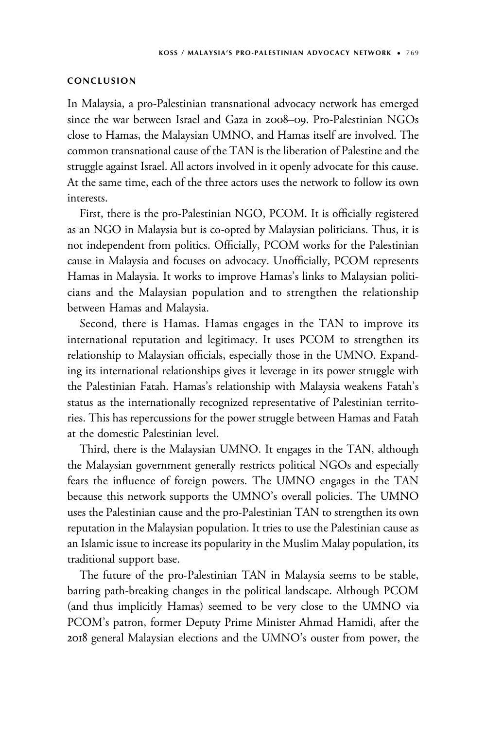## CONCLUSION

In Malaysia, a pro-Palestinian transnational advocacy network has emerged since the war between Israel and Gaza in 2008–09. Pro-Palestinian NGOs close to Hamas, the Malaysian UMNO, and Hamas itself are involved. The common transnational cause of the TAN is the liberation of Palestine and the struggle against Israel. All actors involved in it openly advocate for this cause. At the same time, each of the three actors uses the network to follow its own interests.

First, there is the pro-Palestinian NGO, PCOM. It is officially registered as an NGO in Malaysia but is co-opted by Malaysian politicians. Thus, it is not independent from politics. Officially, PCOM works for the Palestinian cause in Malaysia and focuses on advocacy. Unofficially, PCOM represents Hamas in Malaysia. It works to improve Hamas's links to Malaysian politicians and the Malaysian population and to strengthen the relationship between Hamas and Malaysia.

Second, there is Hamas. Hamas engages in the TAN to improve its international reputation and legitimacy. It uses PCOM to strengthen its relationship to Malaysian officials, especially those in the UMNO. Expanding its international relationships gives it leverage in its power struggle with the Palestinian Fatah. Hamas's relationship with Malaysia weakens Fatah's status as the internationally recognized representative of Palestinian territories. This has repercussions for the power struggle between Hamas and Fatah at the domestic Palestinian level.

Third, there is the Malaysian UMNO. It engages in the TAN, although the Malaysian government generally restricts political NGOs and especially fears the influence of foreign powers. The UMNO engages in the TAN because this network supports the UMNO's overall policies. The UMNO uses the Palestinian cause and the pro-Palestinian TAN to strengthen its own reputation in the Malaysian population. It tries to use the Palestinian cause as an Islamic issue to increase its popularity in the Muslim Malay population, its traditional support base.

The future of the pro-Palestinian TAN in Malaysia seems to be stable, barring path-breaking changes in the political landscape. Although PCOM (and thus implicitly Hamas) seemed to be very close to the UMNO via PCOM's patron, former Deputy Prime Minister Ahmad Hamidi, after the 2018 general Malaysian elections and the UMNO's ouster from power, the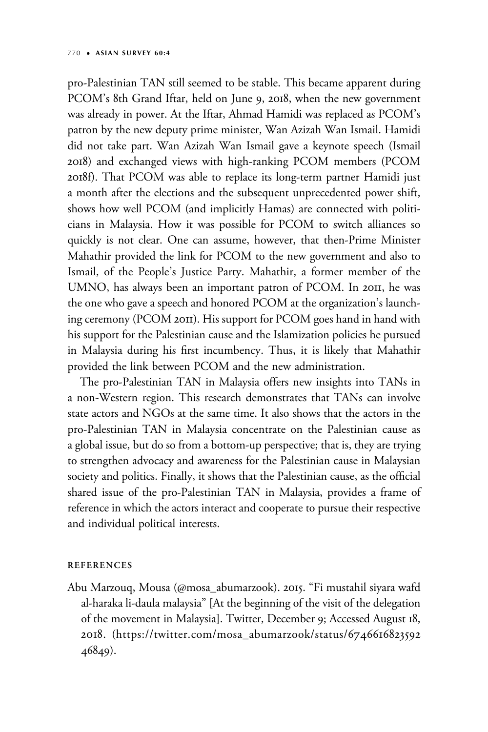pro-Palestinian TAN still seemed to be stable. This became apparent during PCOM's 8th Grand Iftar, held on June 9, 2018, when the new government was already in power. At the Iftar, Ahmad Hamidi was replaced as PCOM's patron by the new deputy prime minister, Wan Azizah Wan Ismail. Hamidi did not take part. Wan Azizah Wan Ismail gave a keynote speech (Ismail 2018) and exchanged views with high-ranking PCOM members (PCOM 2018f). That PCOM was able to replace its long-term partner Hamidi just a month after the elections and the subsequent unprecedented power shift, shows how well PCOM (and implicitly Hamas) are connected with politicians in Malaysia. How it was possible for PCOM to switch alliances so quickly is not clear. One can assume, however, that then-Prime Minister Mahathir provided the link for PCOM to the new government and also to Ismail, of the People's Justice Party. Mahathir, a former member of the UMNO, has always been an important patron of PCOM. In 2011, he was the one who gave a speech and honored PCOM at the organization's launching ceremony (PCOM 2011). His support for PCOM goes hand in hand with his support for the Palestinian cause and the Islamization policies he pursued in Malaysia during his first incumbency. Thus, it is likely that Mahathir provided the link between PCOM and the new administration.

The pro-Palestinian TAN in Malaysia offers new insights into TANs in a non-Western region. This research demonstrates that TANs can involve state actors and NGOs at the same time. It also shows that the actors in the pro-Palestinian TAN in Malaysia concentrate on the Palestinian cause as a global issue, but do so from a bottom-up perspective; that is, they are trying to strengthen advocacy and awareness for the Palestinian cause in Malaysian society and politics. Finally, it shows that the Palestinian cause, as the official shared issue of the pro-Palestinian TAN in Malaysia, provides a frame of reference in which the actors interact and cooperate to pursue their respective and individual political interests.

## REFERENCES

Abu Marzouq, Mousa (@mosa_abumarzook). 2015. "Fi mustahil siyara wafd al-haraka li-daula malaysia" [At the beginning of the visit of the delegation of the movement in Malaysia]. Twitter, December 9; Accessed August 18, 2018. (https://twitter.com/mosa_abumarzook/status/674661682359246849).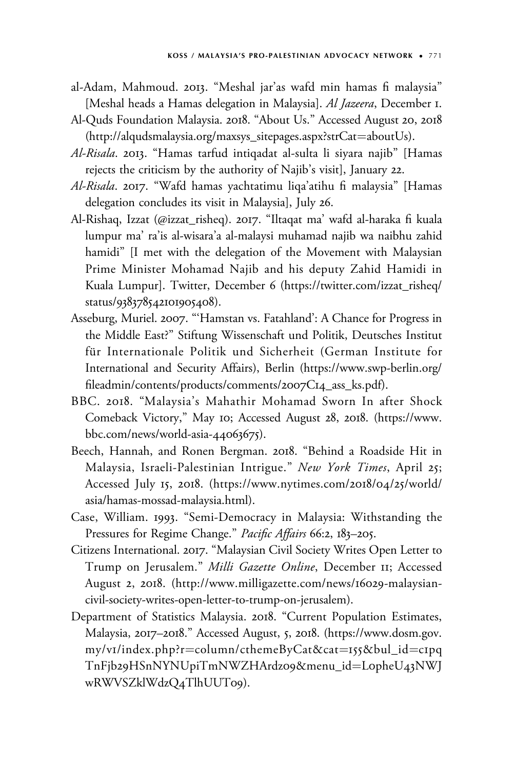al-Adam, Mahmoud. 2013. "Meshal jar'as wafd min hamas fi malaysia" [Meshal heads a Hamas delegation in Malaysia]. *Al Jazeera*, December 1.

Al-Quds Foundation Malaysia. 2018. "About Us." Accessed August 20, 2018 (http://alqudsmalaysia.org/maxsys_sitepages.aspx?strCat=aboutUs).

*Al-Risala*. 2013. "Hamas tarfud intiqadat al-sulta li siyara najib" [Hamas rejects the criticism by the authority of Najib's visit], January 22.

*Al-Risala*. 2017. "Wafd hamas yachtatimu liqa'atihu fi malaysia" [Hamas delegation concludes its visit in Malaysia], July 26.

Al-Rishaq, Izzat (@izzat_risheq). 2017. "Iltaqat ma' wafd al-haraka fi kuala lumpur ma' ra'is al-wisara'a al-malaysi muhamad najib wa naibhu zahid hamidi" [I met with the delegation of the Movement with Malaysian Prime Minister Mohamad Najib and his deputy Zahid Hamidi in Kuala Lumpur]. Twitter, December 6 (https://twitter.com/izzat_risheq/status/938378542101905408).

Asseburg, Muriel. 2007. "'Hamstan vs. Fatahland': A Chance for Progress in the Middle East?" Stiftung Wissenschaft und Politik, Deutsches Institut für Internationale Politik und Sicherheit (German Institute for International and Security Affairs), Berlin (https://www.swp-berlin.org/fileadmin/contents/products/comments/2007C14_ass_ks.pdf).

BBC. 2018. "Malaysia's Mahathir Mohamad Sworn In after Shock Comeback Victory," May 10; Accessed August 28, 2018. (https://www.bbc.com/news/world-asia-44063675).

Beech, Hannah, and Ronen Bergman. 2018. "Behind a Roadside Hit in Malaysia, Israeli-Palestinian Intrigue." *New York Times*, April 25; Accessed July 15, 2018. (https://www.nytimes.com/2018/04/25/world/asia/hamas-mossad-malaysia.html).

Case, William. 1993. "Semi-Democracy in Malaysia: Withstanding the Pressures for Regime Change." *Pacific Affairs* 66:2, 183–205.

Citizens International. 2017. "Malaysian Civil Society Writes Open Letter to Trump on Jerusalem." *Milli Gazette Online*, December 11; Accessed August 2, 2018. (http://www.milligazette.com/news/16029-malaysian-civil-society-writes-open-letter-to-trump-on-jerusalem).

Department of Statistics Malaysia. 2018. "Current Population Estimates, Malaysia, 2017–2018." Accessed August, 5, 2018. (https://www.dosm.gov.my/v1/index.php?r=column/cthemeByCat&cat=155&bul_id=c1pqTnFjb29HSnNYNUpiTmNWZHArdz09&menu_id=L0pheU43NWJwRWVSZklWdzQ4TlhUUT09).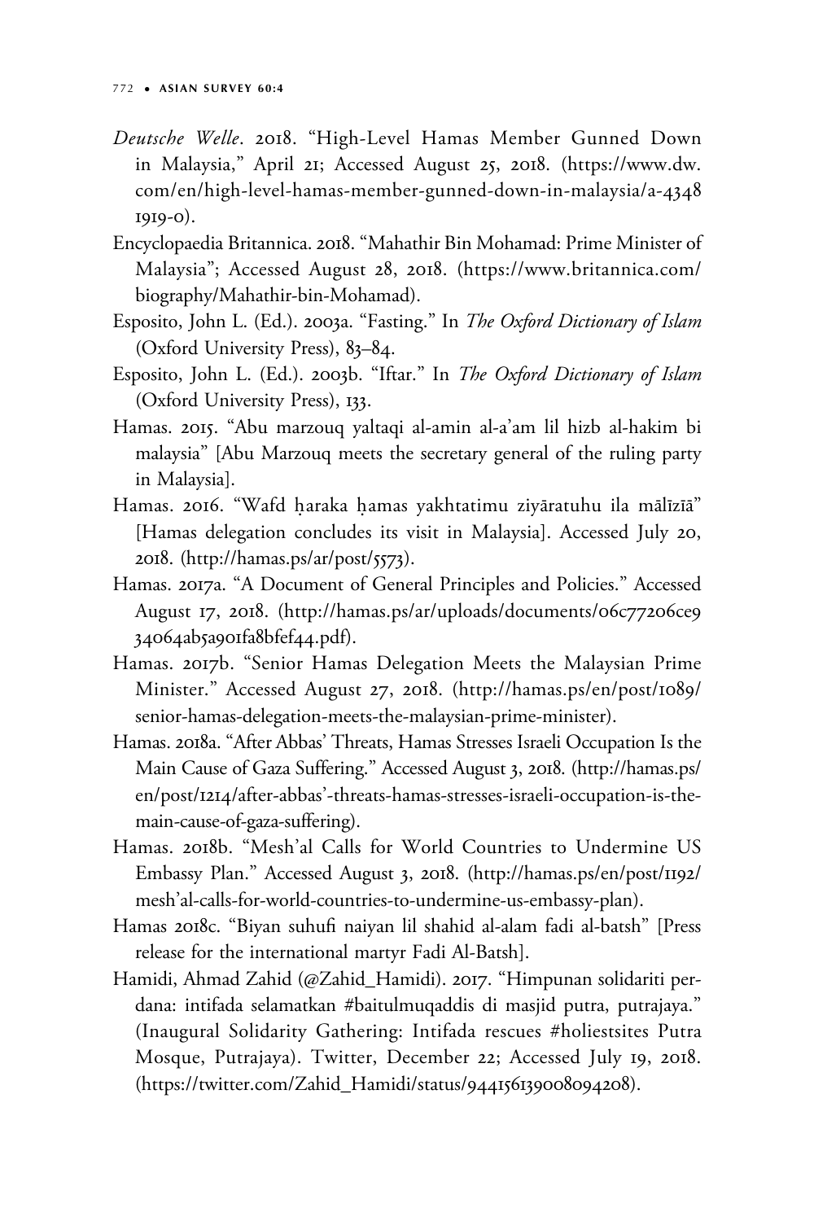*Deutsche Welle*. 2018. "High-Level Hamas Member Gunned Down in Malaysia," April 21; Accessed August 25, 2018. (https://www.dw.com/en/high-level-hamas-member-gunned-down-in-malaysia/a-43481919-0).

Encyclopaedia Britannica. 2018. "Mahathir Bin Mohamad: Prime Minister of Malaysia"; Accessed August 28, 2018. (https://www.britannica.com/biography/Mahathir-bin-Mohamad).

Esposito, John L. (Ed.). 2003a. "Fasting." In *The Oxford Dictionary of Islam* (Oxford University Press), 83–84.

Esposito, John L. (Ed.). 2003b. "Iftar." In *The Oxford Dictionary of Islam* (Oxford University Press), 133.

Hamas. 2015. "Abu marzouq yaltaqi al-amin al-a'am lil hizb al-hakim bi malaysia" [Abu Marzouq meets the secretary general of the ruling party in Malaysia].

Hamas. 2016. "Wafd ḥaraka ḥamas yakhtatimu ziyāratuhu ila mālīzīā" [Hamas delegation concludes its visit in Malaysia]. Accessed July 20, 2018. (http://hamas.ps/ar/post/5573).

Hamas. 2017a. "A Document of General Principles and Policies." Accessed August 17, 2018. (http://hamas.ps/ar/uploads/documents/06c77206ce934064ab5a901fa8bfef44.pdf).

Hamas. 2017b. "Senior Hamas Delegation Meets the Malaysian Prime Minister." Accessed August 27, 2018. (http://hamas.ps/en/post/1089/senior-hamas-delegation-meets-the-malaysian-prime-minister).

Hamas. 2018a. "After Abbas' Threats, Hamas Stresses Israeli Occupation Is the Main Cause of Gaza Suffering." Accessed August 3, 2018. (http://hamas.ps/en/post/1214/after-abbas'-threats-hamas-stresses-israeli-occupation-is-the-main-cause-of-gaza-suffering).

Hamas. 2018b. "Mesh'al Calls for World Countries to Undermine US Embassy Plan." Accessed August 3, 2018. (http://hamas.ps/en/post/1192/mesh'al-calls-for-world-countries-to-undermine-us-embassy-plan).

Hamas 2018c. "Biyan suhufi naiyan lil shahid al-alam fadi al-batsh" [Press release for the international martyr Fadi Al-Batsh].

Hamidi, Ahmad Zahid (@Zahid_Hamidi). 2017. "Himpunan solidariti perdana: intifada selamatkan #baitulmuqaddis di masjid putra, putrajaya." (Inaugural Solidarity Gathering: Intifada rescues #holiestsites Putra Mosque, Putrajaya). Twitter, December 22; Accessed July 19, 2018. (https://twitter.com/Zahid_Hamidi/status/944156139008094208).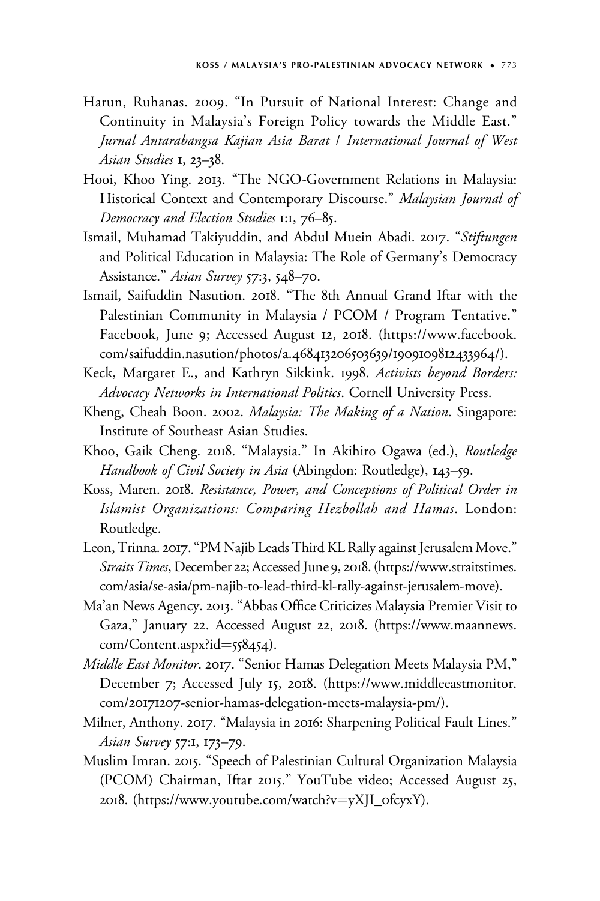Harun, Ruhanas. 2009. "In Pursuit of National Interest: Change and Continuity in Malaysia's Foreign Policy towards the Middle East." *Jurnal Antarabangsa Kajian Asia Barat / International Journal of West Asian Studies* 1, 23–38.

Hooi, Khoo Ying. 2013. "The NGO-Government Relations in Malaysia: Historical Context and Contemporary Discourse." *Malaysian Journal of Democracy and Election Studies* 1:1, 76–85.

Ismail, Muhamad Takiyuddin, and Abdul Muein Abadi. 2017. "*Stiftungen* and Political Education in Malaysia: The Role of Germany's Democracy Assistance." *Asian Survey* 57:3, 548–70.

Ismail, Saifuddin Nasution. 2018. "The 8th Annual Grand Iftar with the Palestinian Community in Malaysia / PCOM / Program Tentative." Facebook, June 9; Accessed August 12, 2018. (https://www.facebook.com/saifuddin.nasution/photos/a.468413206503639/1909109812433964/).

Keck, Margaret E., and Kathryn Sikkink. 1998. *Activists beyond Borders: Advocacy Networks in International Politics*. Cornell University Press.

Kheng, Cheah Boon. 2002. *Malaysia: The Making of a Nation*. Singapore: Institute of Southeast Asian Studies.

Khoo, Gaik Cheng. 2018. "Malaysia." In Akihiro Ogawa (ed.), *Routledge Handbook of Civil Society in Asia* (Abingdon: Routledge), 143–59.

Koss, Maren. 2018. *Resistance, Power, and Conceptions of Political Order in Islamist Organizations: Comparing Hezbollah and Hamas*. London: Routledge.

Leon, Trinna. 2017. "PM Najib Leads Third KL Rally against Jerusalem Move." *Straits Times*, December 22; Accessed June 9, 2018. (https://www.straitstimes.com/asia/se-asia/pm-najib-to-lead-third-kl-rally-against-jerusalem-move).

Ma'an News Agency. 2013. "Abbas Office Criticizes Malaysia Premier Visit to Gaza," January 22. Accessed August 22, 2018. (https://www.maannews.com/Content.aspx?id=558454).

*Middle East Monitor*. 2017. "Senior Hamas Delegation Meets Malaysia PM," December 7; Accessed July 15, 2018. (https://www.middleeastmonitor.com/20171207-senior-hamas-delegation-meets-malaysia-pm/).

Milner, Anthony. 2017. "Malaysia in 2016: Sharpening Political Fault Lines." *Asian Survey* 57:1, 173–79.

Muslim Imran. 2015. "Speech of Palestinian Cultural Organization Malaysia (PCOM) Chairman, Iftar 2015." YouTube video; Accessed August 25, 2018. (https://www.youtube.com/watch?v=yXJI_ofcyxY).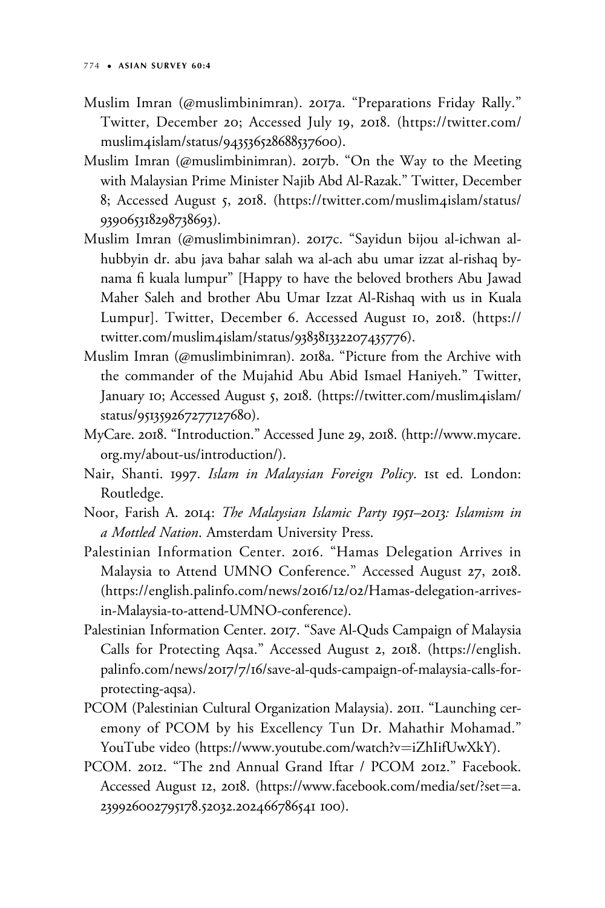Muslim Imran (@muslimbinimran). 2017a. "Preparations Friday Rally." Twitter, December 20; Accessed July 19, 2018. (https://twitter.com/muslim4islam/status/943536528688537600).

Muslim Imran (@muslimbinimran). 2017b. "On the Way to the Meeting with Malaysian Prime Minister Najib Abd Al-Razak." Twitter, December 8; Accessed August 5, 2018. (https://twitter.com/muslim4islam/status/939065318298738693).

Muslim Imran (@muslimbinimran). 2017c. "Sayidun bijou al-ichwan al-hubbyin dr. abu java bahar salah wa al-ach abu umar izzat al-rishaq by-nama fi kuala lumpur" [Happy to have the beloved brothers Abu Jawad Maher Saleh and brother Abu Umar Izzat Al-Rishaq with us in Kuala Lumpur]. Twitter, December 6. Accessed August 10, 2018. (https://twitter.com/muslim4islam/status/938381332207435776).

Muslim Imran (@muslimbinimran). 2018a. "Picture from the Archive with the commander of the Mujahid Abu Abid Ismael Haniyeh." Twitter, January 10; Accessed August 5, 2018. (https://twitter.com/muslim4islam/status/951359267277127680).

MyCare. 2018. "Introduction." Accessed June 29, 2018. (http://www.mycare.org.my/about-us/introduction/).

Nair, Shanti. 1997. *Islam in Malaysian Foreign Policy*. 1st ed. London: Routledge.

Noor, Farish A. 2014: *The Malaysian Islamic Party 1951–2013: Islamism in a Mottled Nation*. Amsterdam University Press.

Palestinian Information Center. 2016. "Hamas Delegation Arrives in Malaysia to Attend UMNO Conference." Accessed August 27, 2018. (https://english.palinfo.com/news/2016/12/02/Hamas-delegation-arrives-in-Malaysia-to-attend-UMNO-conference).

Palestinian Information Center. 2017. "Save Al-Quds Campaign of Malaysia Calls for Protecting Aqsa." Accessed August 2, 2018. (https://english.palinfo.com/news/2017/7/16/save-al-quds-campaign-of-malaysia-calls-for-protecting-aqsa).

PCOM (Palestinian Cultural Organization Malaysia). 2011. "Launching ceremony of PCOM by his Excellency Tun Dr. Mahathir Mohamad." YouTube video (https://www.youtube.com/watch?v=iZhIifUwXkY).

PCOM. 2012. "The 2nd Annual Grand Iftar / PCOM 2012." Facebook. Accessed August 12, 2018. (https://www.facebook.com/media/set/?set=a.239926002795178.52032.202466786541 100).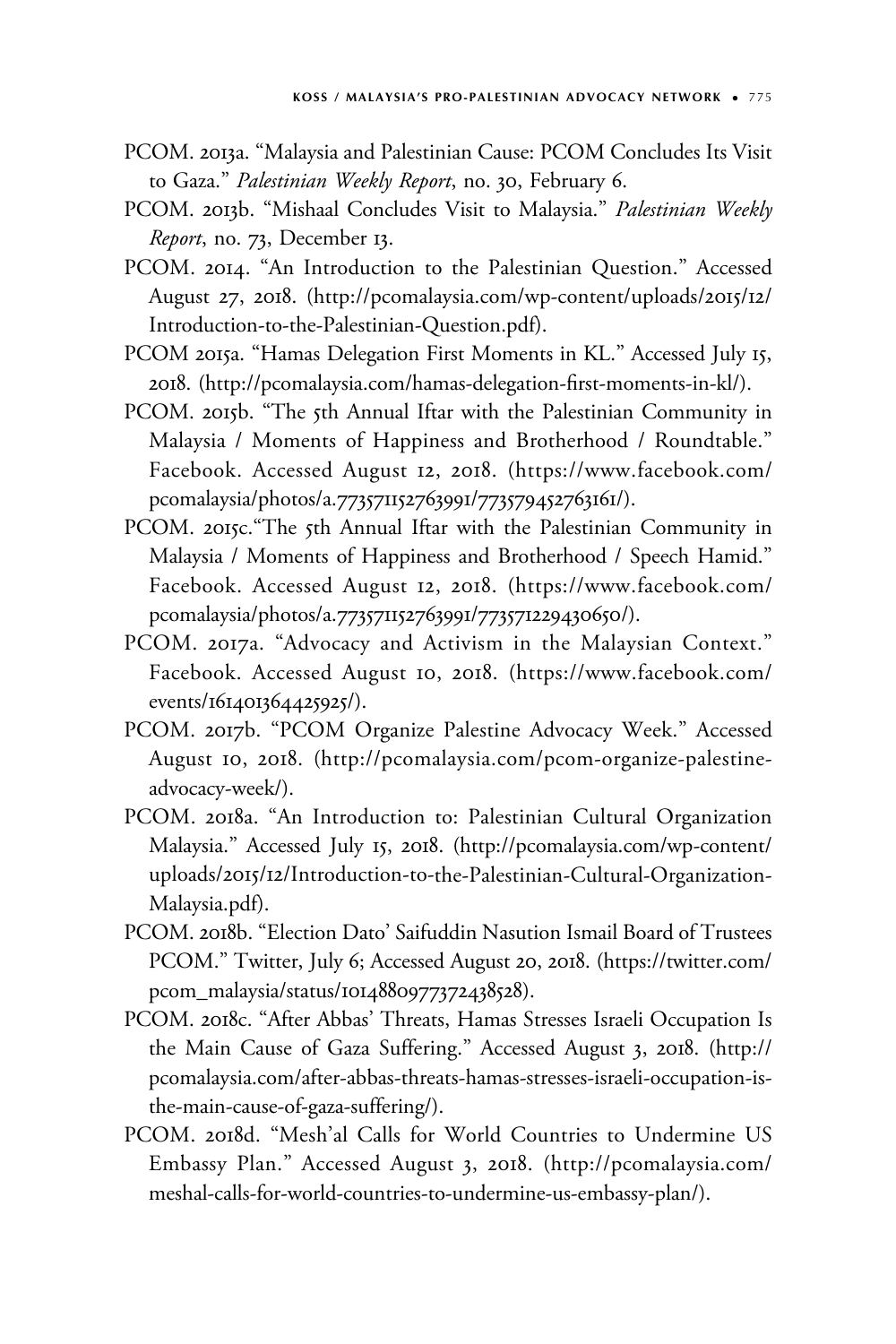PCOM. 2013a. "Malaysia and Palestinian Cause: PCOM Concludes Its Visit to Gaza." *Palestinian Weekly Report*, no. 30, February 6.

PCOM. 2013b. "Mishaal Concludes Visit to Malaysia." *Palestinian Weekly Report*, no. 73, December 13.

PCOM. 2014. "An Introduction to the Palestinian Question." Accessed August 27, 2018. (http://pcomalaysia.com/wp-content/uploads/2015/12/Introduction-to-the-Palestinian-Question.pdf).

PCOM 2015a. "Hamas Delegation First Moments in KL." Accessed July 15, 2018. (http://pcomalaysia.com/hamas-delegation-first-moments-in-kl/).

PCOM. 2015b. "The 5th Annual Iftar with the Palestinian Community in Malaysia / Moments of Happiness and Brotherhood / Roundtable." Facebook. Accessed August 12, 2018. (https://www.facebook.com/pcomalaysia/photos/a.773571152763991/773579452763161/).

PCOM. 2015c."The 5th Annual Iftar with the Palestinian Community in Malaysia / Moments of Happiness and Brotherhood / Speech Hamid." Facebook. Accessed August 12, 2018. (https://www.facebook.com/pcomalaysia/photos/a.773571152763991/773571229430650/).

PCOM. 2017a. "Advocacy and Activism in the Malaysian Context." Facebook. Accessed August 10, 2018. (https://www.facebook.com/events/161401364425925/).

PCOM. 2017b. "PCOM Organize Palestine Advocacy Week." Accessed August 10, 2018. (http://pcomalaysia.com/pcom-organize-palestine-advocacy-week/).

PCOM. 2018a. "An Introduction to: Palestinian Cultural Organization Malaysia." Accessed July 15, 2018. (http://pcomalaysia.com/wp-content/uploads/2015/12/Introduction-to-the-Palestinian-Cultural-Organization-Malaysia.pdf).

PCOM. 2018b. "Election Dato' Saifuddin Nasution Ismail Board of Trustees PCOM." Twitter, July 6; Accessed August 20, 2018. (https://twitter.com/pcom_malaysia/status/1014880977372438528).

PCOM. 2018c. "After Abbas' Threats, Hamas Stresses Israeli Occupation Is the Main Cause of Gaza Suffering." Accessed August 3, 2018. (http://pcomalaysia.com/after-abbas-threats-hamas-stresses-israeli-occupation-is-the-main-cause-of-gaza-suffering/).

PCOM. 2018d. "Mesh'al Calls for World Countries to Undermine US Embassy Plan." Accessed August 3, 2018. (http://pcomalaysia.com/meshal-calls-for-world-countries-to-undermine-us-embassy-plan/).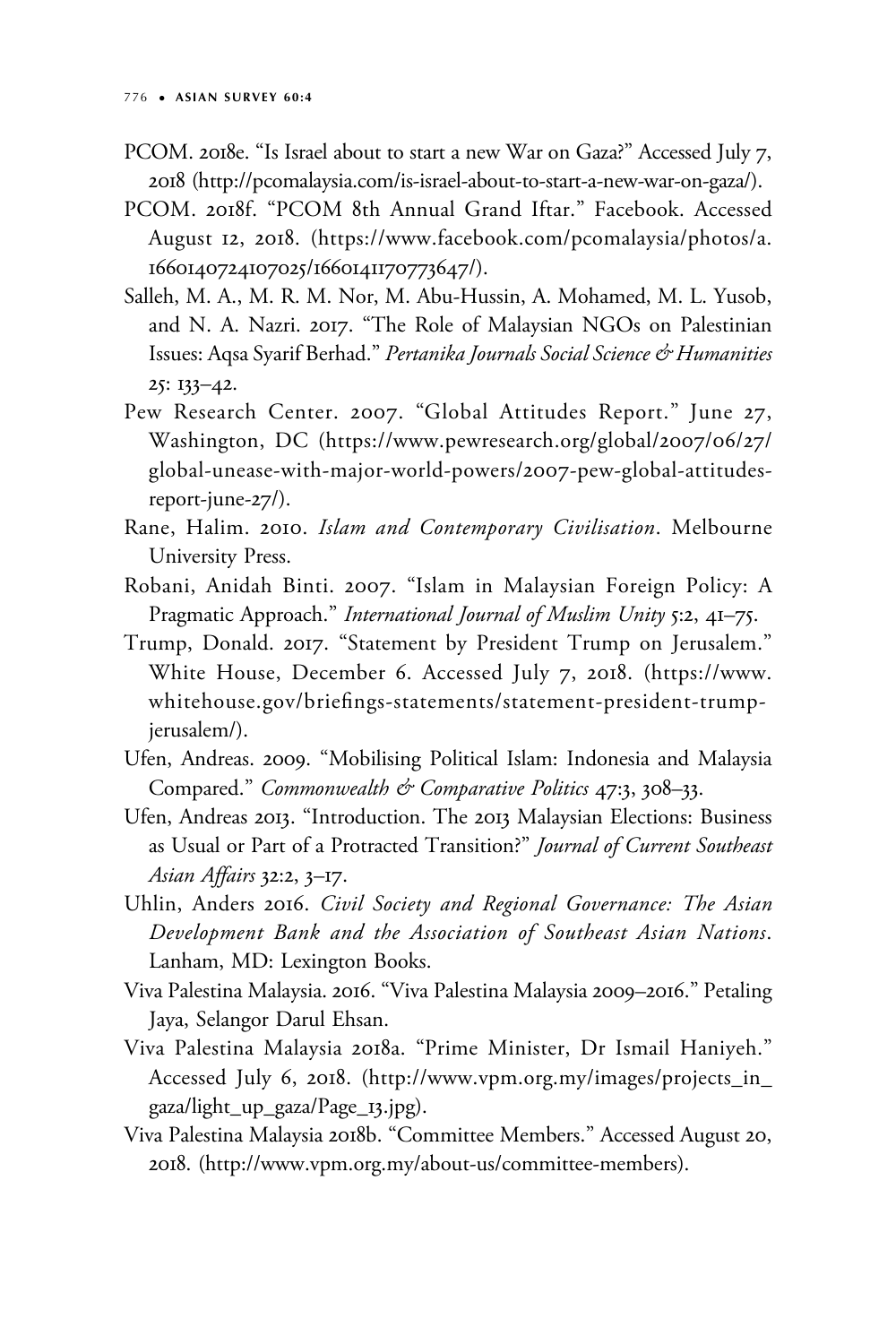PCOM. 2018e. "Is Israel about to start a new War on Gaza?" Accessed July 7, 2018 (http://pcomalaysia.com/is-israel-about-to-start-a-new-war-on-gaza/).

PCOM. 2018f. "PCOM 8th Annual Grand Iftar." Facebook. Accessed August 12, 2018. (https://www.facebook.com/pcomalaysia/photos/a.1660140724107025/1660141170773647/).

Salleh, M. A., M. R. M. Nor, M. Abu-Hussin, A. Mohamed, M. L. Yusob, and N. A. Nazri. 2017. "The Role of Malaysian NGOs on Palestinian Issues: Aqsa Syarif Berhad." *Pertanika Journals Social Science & Humanities* 25: 133–42.

Pew Research Center. 2007. "Global Attitudes Report." June 27, Washington, DC (https://www.pewresearch.org/global/2007/06/27/global-unease-with-major-world-powers/2007-pew-global-attitudes-report-june-27/).

Rane, Halim. 2010. *Islam and Contemporary Civilisation*. Melbourne University Press.

Robani, Anidah Binti. 2007. "Islam in Malaysian Foreign Policy: A Pragmatic Approach." *International Journal of Muslim Unity* 5:2, 41–75.

Trump, Donald. 2017. "Statement by President Trump on Jerusalem." White House, December 6. Accessed July 7, 2018. (https://www.whitehouse.gov/briefings-statements/statement-president-trump-jerusalem/).

Ufen, Andreas. 2009. "Mobilising Political Islam: Indonesia and Malaysia Compared." *Commonwealth & Comparative Politics* 47:3, 308–33.

Ufen, Andreas 2013. "Introduction. The 2013 Malaysian Elections: Business as Usual or Part of a Protracted Transition?" *Journal of Current Southeast Asian Affairs* 32:2, 3–17.

Uhlin, Anders 2016. *Civil Society and Regional Governance: The Asian Development Bank and the Association of Southeast Asian Nations*. Lanham, MD: Lexington Books.

Viva Palestina Malaysia. 2016. "Viva Palestina Malaysia 2009–2016." Petaling Jaya, Selangor Darul Ehsan.

Viva Palestina Malaysia 2018a. "Prime Minister, Dr Ismail Haniyeh." Accessed July 6, 2018. (http://www.vpm.org.my/images/projects_in_gaza/light_up_gaza/Page_13.jpg).

Viva Palestina Malaysia 2018b. "Committee Members." Accessed August 20, 2018. (http://www.vpm.org.my/about-us/committee-members).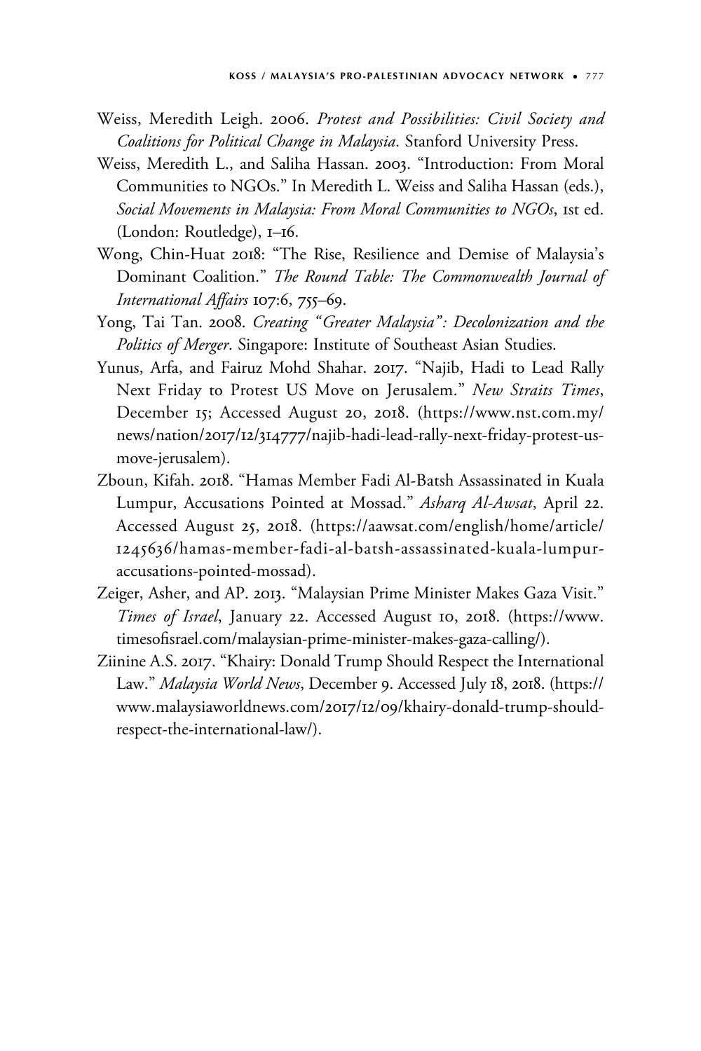Weiss, Meredith Leigh. 2006. *Protest and Possibilities: Civil Society and Coalitions for Political Change in Malaysia*. Stanford University Press.

Weiss, Meredith L., and Saliha Hassan. 2003. "Introduction: From Moral Communities to NGOs." In Meredith L. Weiss and Saliha Hassan (eds.), *Social Movements in Malaysia: From Moral Communities to NGOs*, 1st ed. (London: Routledge), 1–16.

Wong, Chin-Huat 2018: "The Rise, Resilience and Demise of Malaysia's Dominant Coalition." *The Round Table: The Commonwealth Journal of International Affairs* 107:6, 755–69.

Yong, Tai Tan. 2008. *Creating "Greater Malaysia": Decolonization and the Politics of Merger*. Singapore: Institute of Southeast Asian Studies.

Yunus, Arfa, and Fairuz Mohd Shahar. 2017. "Najib, Hadi to Lead Rally Next Friday to Protest US Move on Jerusalem." *New Straits Times*, December 15; Accessed August 20, 2018. (https://www.nst.com.my/news/nation/2017/12/314777/najib-hadi-lead-rally-next-friday-protest-us-move-jerusalem).

Zboun, Kifah. 2018. "Hamas Member Fadi Al-Batsh Assassinated in Kuala Lumpur, Accusations Pointed at Mossad." *Asharq Al-Awsat*, April 22. Accessed August 25, 2018. (https://aawsat.com/english/home/article/1245636/hamas-member-fadi-al-batsh-assassinated-kuala-lumpur-accusations-pointed-mossad).

Zeiger, Asher, and AP. 2013. "Malaysian Prime Minister Makes Gaza Visit." *Times of Israel*, January 22. Accessed August 10, 2018. (https://www.timesofisrael.com/malaysian-prime-minister-makes-gaza-calling/).

Ziinine A.S. 2017. "Khairy: Donald Trump Should Respect the International Law." *Malaysia World News*, December 9. Accessed July 18, 2018. (https://www.malaysiaworldnews.com/2017/12/09/khairy-donald-trump-should-respect-the-international-law/).